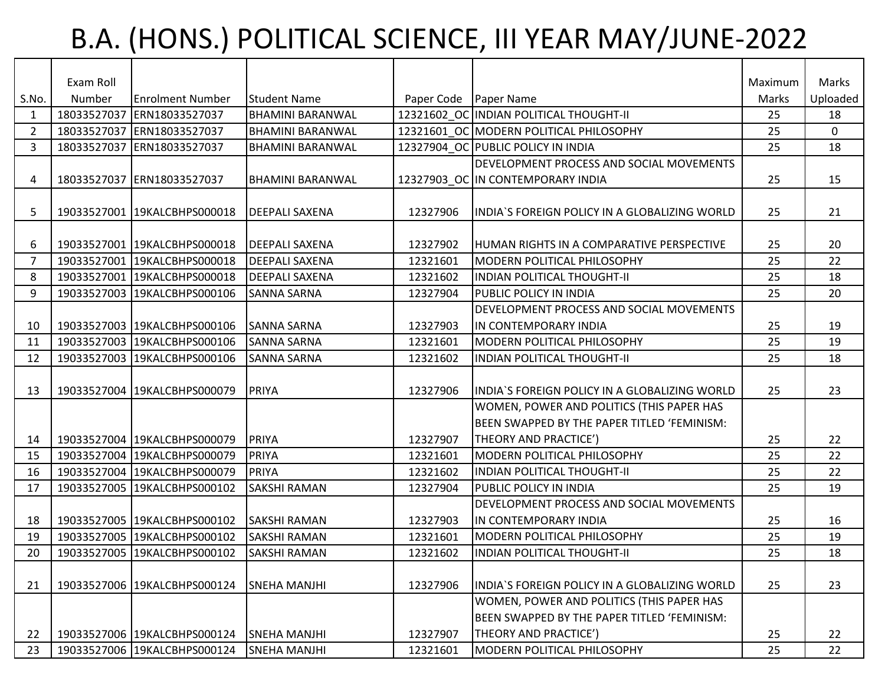# B.A. (HONS.) POLITICAL SCIENCE, III YEAR MAY/JUNE-2022

| S.No. | Exam Roll Number | Enrolment Number | Student Name | Paper Code | Paper Name | Maximum Marks | Marks Uploaded |
|---|---|---|---|---|---|---|---|
| 1 | 18033527037 | ERN18033527037 | BHAMINI BARANWAL | 12321602_OC | INDIAN POLITICAL THOUGHT-II | 25 | 18 |
| 2 | 18033527037 | ERN18033527037 | BHAMINI BARANWAL | 12321601_OC | MODERN POLITICAL PHILOSOPHY | 25 | 0 |
| 3 | 18033527037 | ERN18033527037 | BHAMINI BARANWAL | 12327904_OC | PUBLIC POLICY IN INDIA | 25 | 18 |
| 4 | 18033527037 | ERN18033527037 | BHAMINI BARANWAL | 12327903_OC | DEVELOPMENT PROCESS AND SOCIAL MOVEMENTS IN CONTEMPORARY INDIA | 25 | 15 |
| 5 | 19033527001 | 19KALCBHPS000018 | DEEPALI SAXENA | 12327906 | INDIA`S FOREIGN POLICY IN A GLOBALIZING WORLD | 25 | 21 |
| 6 | 19033527001 | 19KALCBHPS000018 | DEEPALI SAXENA | 12327902 | HUMAN RIGHTS IN A COMPARATIVE PERSPECTIVE | 25 | 20 |
| 7 | 19033527001 | 19KALCBHPS000018 | DEEPALI SAXENA | 12321601 | MODERN POLITICAL PHILOSOPHY | 25 | 22 |
| 8 | 19033527001 | 19KALCBHPS000018 | DEEPALI SAXENA | 12321602 | INDIAN POLITICAL THOUGHT-II | 25 | 18 |
| 9 | 19033527003 | 19KALCBHPS000106 | SANNA SARNA | 12327904 | PUBLIC POLICY IN INDIA | 25 | 20 |
| 10 | 19033527003 | 19KALCBHPS000106 | SANNA SARNA | 12327903 | DEVELOPMENT PROCESS AND SOCIAL MOVEMENTS IN CONTEMPORARY INDIA | 25 | 19 |
| 11 | 19033527003 | 19KALCBHPS000106 | SANNA SARNA | 12321601 | MODERN POLITICAL PHILOSOPHY | 25 | 19 |
| 12 | 19033527003 | 19KALCBHPS000106 | SANNA SARNA | 12321602 | INDIAN POLITICAL THOUGHT-II | 25 | 18 |
| 13 | 19033527004 | 19KALCBHPS000079 | PRIYA | 12327906 | INDIA`S FOREIGN POLICY IN A GLOBALIZING WORLD | 25 | 23 |
| 14 | 19033527004 | 19KALCBHPS000079 | PRIYA | 12327907 | WOMEN, POWER AND POLITICS (THIS PAPER HAS BEEN SWAPPED BY THE PAPER TITLED 'FEMINISM: THEORY AND PRACTICE') | 25 | 22 |
| 15 | 19033527004 | 19KALCBHPS000079 | PRIYA | 12321601 | MODERN POLITICAL PHILOSOPHY | 25 | 22 |
| 16 | 19033527004 | 19KALCBHPS000079 | PRIYA | 12321602 | INDIAN POLITICAL THOUGHT-II | 25 | 22 |
| 17 | 19033527005 | 19KALCBHPS000102 | SAKSHI RAMAN | 12327904 | PUBLIC POLICY IN INDIA | 25 | 19 |
| 18 | 19033527005 | 19KALCBHPS000102 | SAKSHI RAMAN | 12327903 | DEVELOPMENT PROCESS AND SOCIAL MOVEMENTS IN CONTEMPORARY INDIA | 25 | 16 |
| 19 | 19033527005 | 19KALCBHPS000102 | SAKSHI RAMAN | 12321601 | MODERN POLITICAL PHILOSOPHY | 25 | 19 |
| 20 | 19033527005 | 19KALCBHPS000102 | SAKSHI RAMAN | 12321602 | INDIAN POLITICAL THOUGHT-II | 25 | 18 |
| 21 | 19033527006 | 19KALCBHPS000124 | SNEHA MANJHI | 12327906 | INDIA`S FOREIGN POLICY IN A GLOBALIZING WORLD | 25 | 23 |
| 22 | 19033527006 | 19KALCBHPS000124 | SNEHA MANJHI | 12327907 | WOMEN, POWER AND POLITICS (THIS PAPER HAS BEEN SWAPPED BY THE PAPER TITLED 'FEMINISM: THEORY AND PRACTICE') | 25 | 22 |
| 23 | 19033527006 | 19KALCBHPS000124 | SNEHA MANJHI | 12321601 | MODERN POLITICAL PHILOSOPHY | 25 | 22 |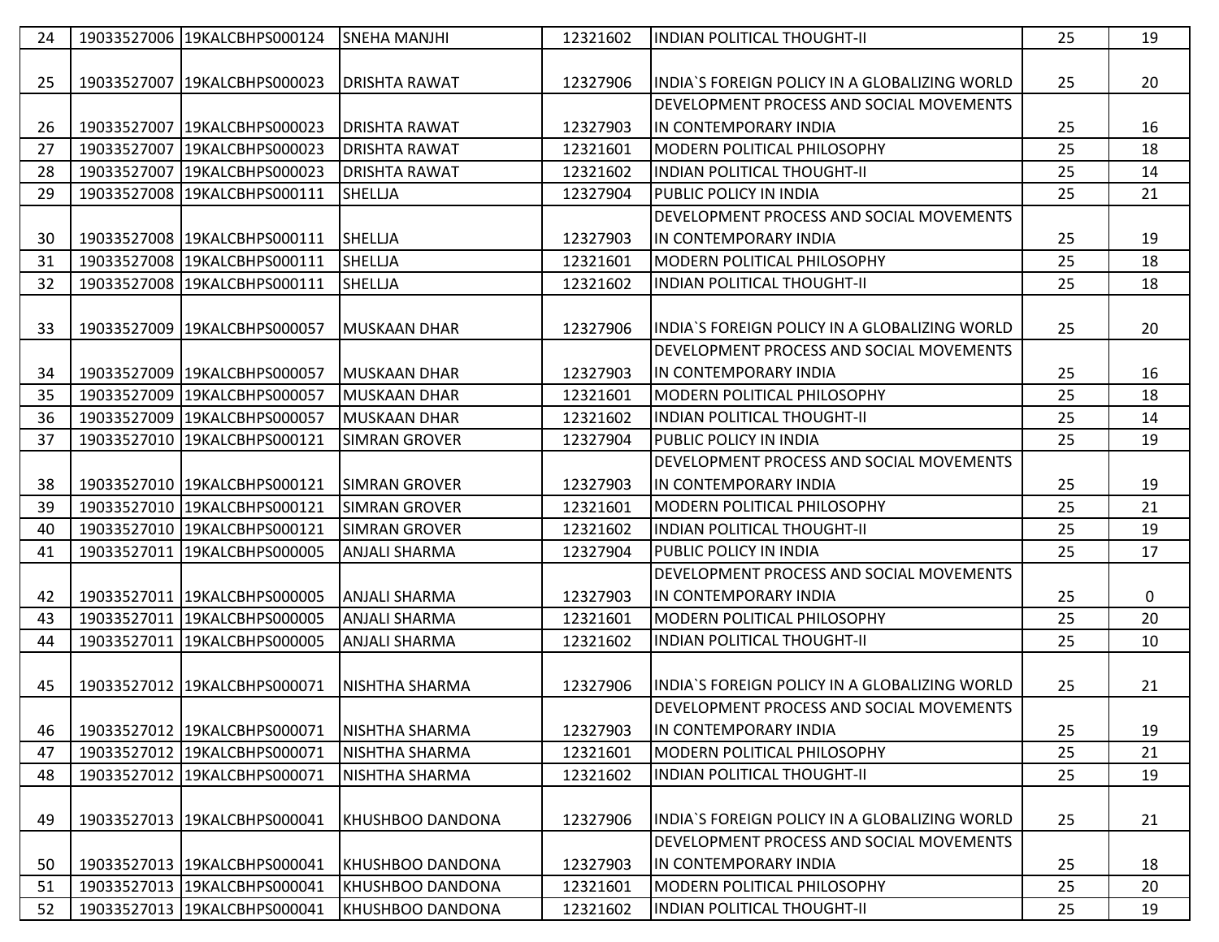| 24 | 19033527006 | 19KALCBHPS000124 | SNEHA MANJHI | 12321602 | INDIAN POLITICAL THOUGHT-II | 25 | 19 |
|---|---|---|---|---|---|---|---|
| 25 | 19033527007 | 19KALCBHPS000023 | DRISHTA RAWAT | 12327906 | INDIA`S FOREIGN POLICY IN A GLOBALIZING WORLD | 25 | 20 |
| 26 | 19033527007 | 19KALCBHPS000023 | DRISHTA RAWAT | 12327903 | DEVELOPMENT PROCESS AND SOCIAL MOVEMENTS IN CONTEMPORARY INDIA | 25 | 16 |
| 27 | 19033527007 | 19KALCBHPS000023 | DRISHTA RAWAT | 12321601 | MODERN POLITICAL PHILOSOPHY | 25 | 18 |
| 28 | 19033527007 | 19KALCBHPS000023 | DRISHTA RAWAT | 12321602 | INDIAN POLITICAL THOUGHT-II | 25 | 14 |
| 29 | 19033527008 | 19KALCBHPS000111 | SHELLJA | 12327904 | PUBLIC POLICY IN INDIA | 25 | 21 |
| 30 | 19033527008 | 19KALCBHPS000111 | SHELLJA | 12327903 | DEVELOPMENT PROCESS AND SOCIAL MOVEMENTS IN CONTEMPORARY INDIA | 25 | 19 |
| 31 | 19033527008 | 19KALCBHPS000111 | SHELLJA | 12321601 | MODERN POLITICAL PHILOSOPHY | 25 | 18 |
| 32 | 19033527008 | 19KALCBHPS000111 | SHELLJA | 12321602 | INDIAN POLITICAL THOUGHT-II | 25 | 18 |
| 33 | 19033527009 | 19KALCBHPS000057 | MUSKAAN DHAR | 12327906 | INDIA`S FOREIGN POLICY IN A GLOBALIZING WORLD | 25 | 20 |
| 34 | 19033527009 | 19KALCBHPS000057 | MUSKAAN DHAR | 12327903 | DEVELOPMENT PROCESS AND SOCIAL MOVEMENTS IN CONTEMPORARY INDIA | 25 | 16 |
| 35 | 19033527009 | 19KALCBHPS000057 | MUSKAAN DHAR | 12321601 | MODERN POLITICAL PHILOSOPHY | 25 | 18 |
| 36 | 19033527009 | 19KALCBHPS000057 | MUSKAAN DHAR | 12321602 | INDIAN POLITICAL THOUGHT-II | 25 | 14 |
| 37 | 19033527010 | 19KALCBHPS000121 | SIMRAN GROVER | 12327904 | PUBLIC POLICY IN INDIA | 25 | 19 |
| 38 | 19033527010 | 19KALCBHPS000121 | SIMRAN GROVER | 12327903 | DEVELOPMENT PROCESS AND SOCIAL MOVEMENTS IN CONTEMPORARY INDIA | 25 | 19 |
| 39 | 19033527010 | 19KALCBHPS000121 | SIMRAN GROVER | 12321601 | MODERN POLITICAL PHILOSOPHY | 25 | 21 |
| 40 | 19033527010 | 19KALCBHPS000121 | SIMRAN GROVER | 12321602 | INDIAN POLITICAL THOUGHT-II | 25 | 19 |
| 41 | 19033527011 | 19KALCBHPS000005 | ANJALI SHARMA | 12327904 | PUBLIC POLICY IN INDIA | 25 | 17 |
| 42 | 19033527011 | 19KALCBHPS000005 | ANJALI SHARMA | 12327903 | DEVELOPMENT PROCESS AND SOCIAL MOVEMENTS IN CONTEMPORARY INDIA | 25 | 0 |
| 43 | 19033527011 | 19KALCBHPS000005 | ANJALI SHARMA | 12321601 | MODERN POLITICAL PHILOSOPHY | 25 | 20 |
| 44 | 19033527011 | 19KALCBHPS000005 | ANJALI SHARMA | 12321602 | INDIAN POLITICAL THOUGHT-II | 25 | 10 |
| 45 | 19033527012 | 19KALCBHPS000071 | NISHTHA SHARMA | 12327906 | INDIA`S FOREIGN POLICY IN A GLOBALIZING WORLD | 25 | 21 |
| 46 | 19033527012 | 19KALCBHPS000071 | NISHTHA SHARMA | 12327903 | DEVELOPMENT PROCESS AND SOCIAL MOVEMENTS IN CONTEMPORARY INDIA | 25 | 19 |
| 47 | 19033527012 | 19KALCBHPS000071 | NISHTHA SHARMA | 12321601 | MODERN POLITICAL PHILOSOPHY | 25 | 21 |
| 48 | 19033527012 | 19KALCBHPS000071 | NISHTHA SHARMA | 12321602 | INDIAN POLITICAL THOUGHT-II | 25 | 19 |
| 49 | 19033527013 | 19KALCBHPS000041 | KHUSHBOO DANDONA | 12327906 | INDIA`S FOREIGN POLICY IN A GLOBALIZING WORLD | 25 | 21 |
| 50 | 19033527013 | 19KALCBHPS000041 | KHUSHBOO DANDONA | 12327903 | DEVELOPMENT PROCESS AND SOCIAL MOVEMENTS IN CONTEMPORARY INDIA | 25 | 18 |
| 51 | 19033527013 | 19KALCBHPS000041 | KHUSHBOO DANDONA | 12321601 | MODERN POLITICAL PHILOSOPHY | 25 | 20 |
| 52 | 19033527013 | 19KALCBHPS000041 | KHUSHBOO DANDONA | 12321602 | INDIAN POLITICAL THOUGHT-II | 25 | 19 |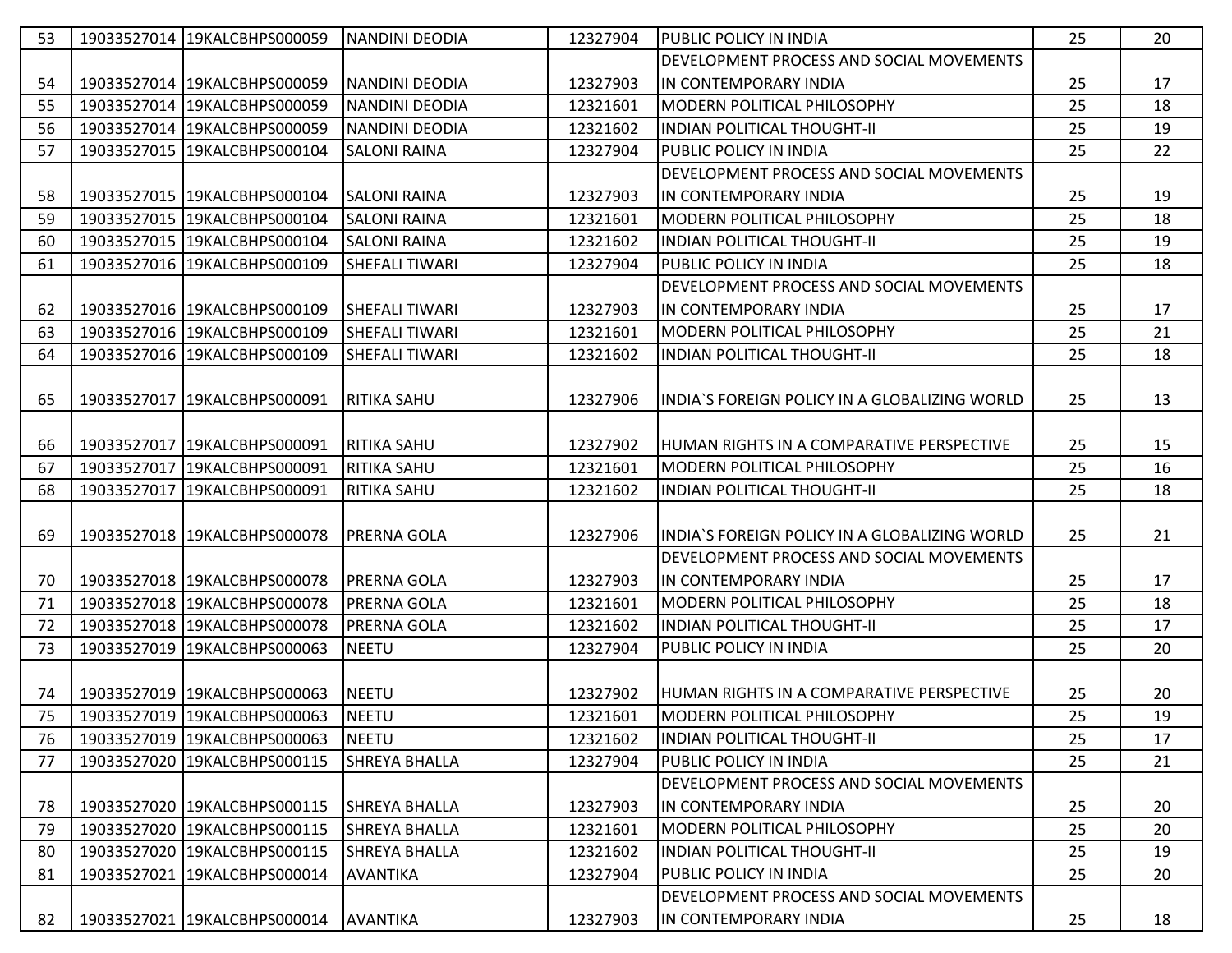| 53 | 19033527014 | 19KALCBHPS000059 | NANDINI DEODIA | 12327904 | PUBLIC POLICY IN INDIA | 25 | 20 |
|---|---|---|---|---|---|---|---|
| 54 | 19033527014 | 19KALCBHPS000059 | NANDINI DEODIA | 12327903 | DEVELOPMENT PROCESS AND SOCIAL MOVEMENTS IN CONTEMPORARY INDIA | 25 | 17 |
| 55 | 19033527014 | 19KALCBHPS000059 | NANDINI DEODIA | 12321601 | MODERN POLITICAL PHILOSOPHY | 25 | 18 |
| 56 | 19033527014 | 19KALCBHPS000059 | NANDINI DEODIA | 12321602 | INDIAN POLITICAL THOUGHT-II | 25 | 19 |
| 57 | 19033527015 | 19KALCBHPS000104 | SALONI RAINA | 12327904 | PUBLIC POLICY IN INDIA | 25 | 22 |
| 58 | 19033527015 | 19KALCBHPS000104 | SALONI RAINA | 12327903 | DEVELOPMENT PROCESS AND SOCIAL MOVEMENTS IN CONTEMPORARY INDIA | 25 | 19 |
| 59 | 19033527015 | 19KALCBHPS000104 | SALONI RAINA | 12321601 | MODERN POLITICAL PHILOSOPHY | 25 | 18 |
| 60 | 19033527015 | 19KALCBHPS000104 | SALONI RAINA | 12321602 | INDIAN POLITICAL THOUGHT-II | 25 | 19 |
| 61 | 19033527016 | 19KALCBHPS000109 | SHEFALI TIWARI | 12327904 | PUBLIC POLICY IN INDIA | 25 | 18 |
| 62 | 19033527016 | 19KALCBHPS000109 | SHEFALI TIWARI | 12327903 | DEVELOPMENT PROCESS AND SOCIAL MOVEMENTS IN CONTEMPORARY INDIA | 25 | 17 |
| 63 | 19033527016 | 19KALCBHPS000109 | SHEFALI TIWARI | 12321601 | MODERN POLITICAL PHILOSOPHY | 25 | 21 |
| 64 | 19033527016 | 19KALCBHPS000109 | SHEFALI TIWARI | 12321602 | INDIAN POLITICAL THOUGHT-II | 25 | 18 |
| 65 | 19033527017 | 19KALCBHPS000091 | RITIKA SAHU | 12327906 | INDIA`S FOREIGN POLICY IN A GLOBALIZING WORLD | 25 | 13 |
| 66 | 19033527017 | 19KALCBHPS000091 | RITIKA SAHU | 12327902 | HUMAN RIGHTS IN A COMPARATIVE PERSPECTIVE | 25 | 15 |
| 67 | 19033527017 | 19KALCBHPS000091 | RITIKA SAHU | 12321601 | MODERN POLITICAL PHILOSOPHY | 25 | 16 |
| 68 | 19033527017 | 19KALCBHPS000091 | RITIKA SAHU | 12321602 | INDIAN POLITICAL THOUGHT-II | 25 | 18 |
| 69 | 19033527018 | 19KALCBHPS000078 | PRERNA GOLA | 12327906 | INDIA`S FOREIGN POLICY IN A GLOBALIZING WORLD | 25 | 21 |
| 70 | 19033527018 | 19KALCBHPS000078 | PRERNA GOLA | 12327903 | DEVELOPMENT PROCESS AND SOCIAL MOVEMENTS IN CONTEMPORARY INDIA | 25 | 17 |
| 71 | 19033527018 | 19KALCBHPS000078 | PRERNA GOLA | 12321601 | MODERN POLITICAL PHILOSOPHY | 25 | 18 |
| 72 | 19033527018 | 19KALCBHPS000078 | PRERNA GOLA | 12321602 | INDIAN POLITICAL THOUGHT-II | 25 | 17 |
| 73 | 19033527019 | 19KALCBHPS000063 | NEETU | 12327904 | PUBLIC POLICY IN INDIA | 25 | 20 |
| 74 | 19033527019 | 19KALCBHPS000063 | NEETU | 12327902 | HUMAN RIGHTS IN A COMPARATIVE PERSPECTIVE | 25 | 20 |
| 75 | 19033527019 | 19KALCBHPS000063 | NEETU | 12321601 | MODERN POLITICAL PHILOSOPHY | 25 | 19 |
| 76 | 19033527019 | 19KALCBHPS000063 | NEETU | 12321602 | INDIAN POLITICAL THOUGHT-II | 25 | 17 |
| 77 | 19033527020 | 19KALCBHPS000115 | SHREYA BHALLA | 12327904 | PUBLIC POLICY IN INDIA | 25 | 21 |
| 78 | 19033527020 | 19KALCBHPS000115 | SHREYA BHALLA | 12327903 | DEVELOPMENT PROCESS AND SOCIAL MOVEMENTS IN CONTEMPORARY INDIA | 25 | 20 |
| 79 | 19033527020 | 19KALCBHPS000115 | SHREYA BHALLA | 12321601 | MODERN POLITICAL PHILOSOPHY | 25 | 20 |
| 80 | 19033527020 | 19KALCBHPS000115 | SHREYA BHALLA | 12321602 | INDIAN POLITICAL THOUGHT-II | 25 | 19 |
| 81 | 19033527021 | 19KALCBHPS000014 | AVANTIKA | 12327904 | PUBLIC POLICY IN INDIA | 25 | 20 |
| 82 | 19033527021 | 19KALCBHPS000014 | AVANTIKA | 12327903 | DEVELOPMENT PROCESS AND SOCIAL MOVEMENTS IN CONTEMPORARY INDIA | 25 | 18 |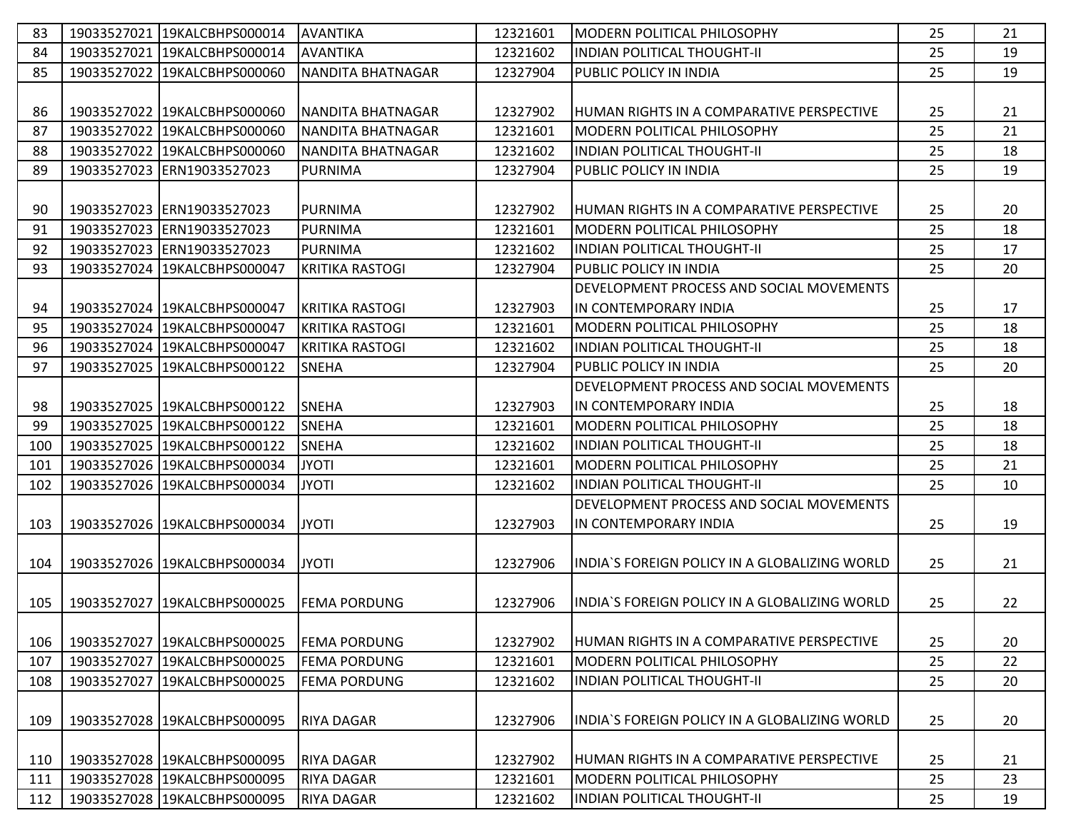| 83 | 19033527021 | 19KALCBHPS000014 | AVANTIKA | 12321601 | MODERN POLITICAL PHILOSOPHY | 25 | 21 |
|---|---|---|---|---|---|---|---|
| 84 | 19033527021 | 19KALCBHPS000014 | AVANTIKA | 12321602 | INDIAN POLITICAL THOUGHT-II | 25 | 19 |
| 85 | 19033527022 | 19KALCBHPS000060 | NANDITA BHATNAGAR | 12327904 | PUBLIC POLICY IN INDIA | 25 | 19 |
| 86 | 19033527022 | 19KALCBHPS000060 | NANDITA BHATNAGAR | 12327902 | HUMAN RIGHTS IN A COMPARATIVE PERSPECTIVE | 25 | 21 |
| 87 | 19033527022 | 19KALCBHPS000060 | NANDITA BHATNAGAR | 12321601 | MODERN POLITICAL PHILOSOPHY | 25 | 21 |
| 88 | 19033527022 | 19KALCBHPS000060 | NANDITA BHATNAGAR | 12321602 | INDIAN POLITICAL THOUGHT-II | 25 | 18 |
| 89 | 19033527023 | ERN19033527023 | PURNIMA | 12327904 | PUBLIC POLICY IN INDIA | 25 | 19 |
| 90 | 19033527023 | ERN19033527023 | PURNIMA | 12327902 | HUMAN RIGHTS IN A COMPARATIVE PERSPECTIVE | 25 | 20 |
| 91 | 19033527023 | ERN19033527023 | PURNIMA | 12321601 | MODERN POLITICAL PHILOSOPHY | 25 | 18 |
| 92 | 19033527023 | ERN19033527023 | PURNIMA | 12321602 | INDIAN POLITICAL THOUGHT-II | 25 | 17 |
| 93 | 19033527024 | 19KALCBHPS000047 | KRITIKA RASTOGI | 12327904 | PUBLIC POLICY IN INDIA | 25 | 20 |
| 94 | 19033527024 | 19KALCBHPS000047 | KRITIKA RASTOGI | 12327903 | DEVELOPMENT PROCESS AND SOCIAL MOVEMENTS IN CONTEMPORARY INDIA | 25 | 17 |
| 95 | 19033527024 | 19KALCBHPS000047 | KRITIKA RASTOGI | 12321601 | MODERN POLITICAL PHILOSOPHY | 25 | 18 |
| 96 | 19033527024 | 19KALCBHPS000047 | KRITIKA RASTOGI | 12321602 | INDIAN POLITICAL THOUGHT-II | 25 | 18 |
| 97 | 19033527025 | 19KALCBHPS000122 | SNEHA | 12327904 | PUBLIC POLICY IN INDIA | 25 | 20 |
| 98 | 19033527025 | 19KALCBHPS000122 | SNEHA | 12327903 | DEVELOPMENT PROCESS AND SOCIAL MOVEMENTS IN CONTEMPORARY INDIA | 25 | 18 |
| 99 | 19033527025 | 19KALCBHPS000122 | SNEHA | 12321601 | MODERN POLITICAL PHILOSOPHY | 25 | 18 |
| 100 | 19033527025 | 19KALCBHPS000122 | SNEHA | 12321602 | INDIAN POLITICAL THOUGHT-II | 25 | 18 |
| 101 | 19033527026 | 19KALCBHPS000034 | JYOTI | 12321601 | MODERN POLITICAL PHILOSOPHY | 25 | 21 |
| 102 | 19033527026 | 19KALCBHPS000034 | JYOTI | 12321602 | INDIAN POLITICAL THOUGHT-II | 25 | 10 |
| 103 | 19033527026 | 19KALCBHPS000034 | JYOTI | 12327903 | DEVELOPMENT PROCESS AND SOCIAL MOVEMENTS IN CONTEMPORARY INDIA | 25 | 19 |
| 104 | 19033527026 | 19KALCBHPS000034 | JYOTI | 12327906 | INDIA`S FOREIGN POLICY IN A GLOBALIZING WORLD | 25 | 21 |
| 105 | 19033527027 | 19KALCBHPS000025 | FEMA PORDUNG | 12327906 | INDIA`S FOREIGN POLICY IN A GLOBALIZING WORLD | 25 | 22 |
| 106 | 19033527027 | 19KALCBHPS000025 | FEMA PORDUNG | 12327902 | HUMAN RIGHTS IN A COMPARATIVE PERSPECTIVE | 25 | 20 |
| 107 | 19033527027 | 19KALCBHPS000025 | FEMA PORDUNG | 12321601 | MODERN POLITICAL PHILOSOPHY | 25 | 22 |
| 108 | 19033527027 | 19KALCBHPS000025 | FEMA PORDUNG | 12321602 | INDIAN POLITICAL THOUGHT-II | 25 | 20 |
| 109 | 19033527028 | 19KALCBHPS000095 | RIYA DAGAR | 12327906 | INDIA`S FOREIGN POLICY IN A GLOBALIZING WORLD | 25 | 20 |
| 110 | 19033527028 | 19KALCBHPS000095 | RIYA DAGAR | 12327902 | HUMAN RIGHTS IN A COMPARATIVE PERSPECTIVE | 25 | 21 |
| 111 | 19033527028 | 19KALCBHPS000095 | RIYA DAGAR | 12321601 | MODERN POLITICAL PHILOSOPHY | 25 | 23 |
| 112 | 19033527028 | 19KALCBHPS000095 | RIYA DAGAR | 12321602 | INDIAN POLITICAL THOUGHT-II | 25 | 19 |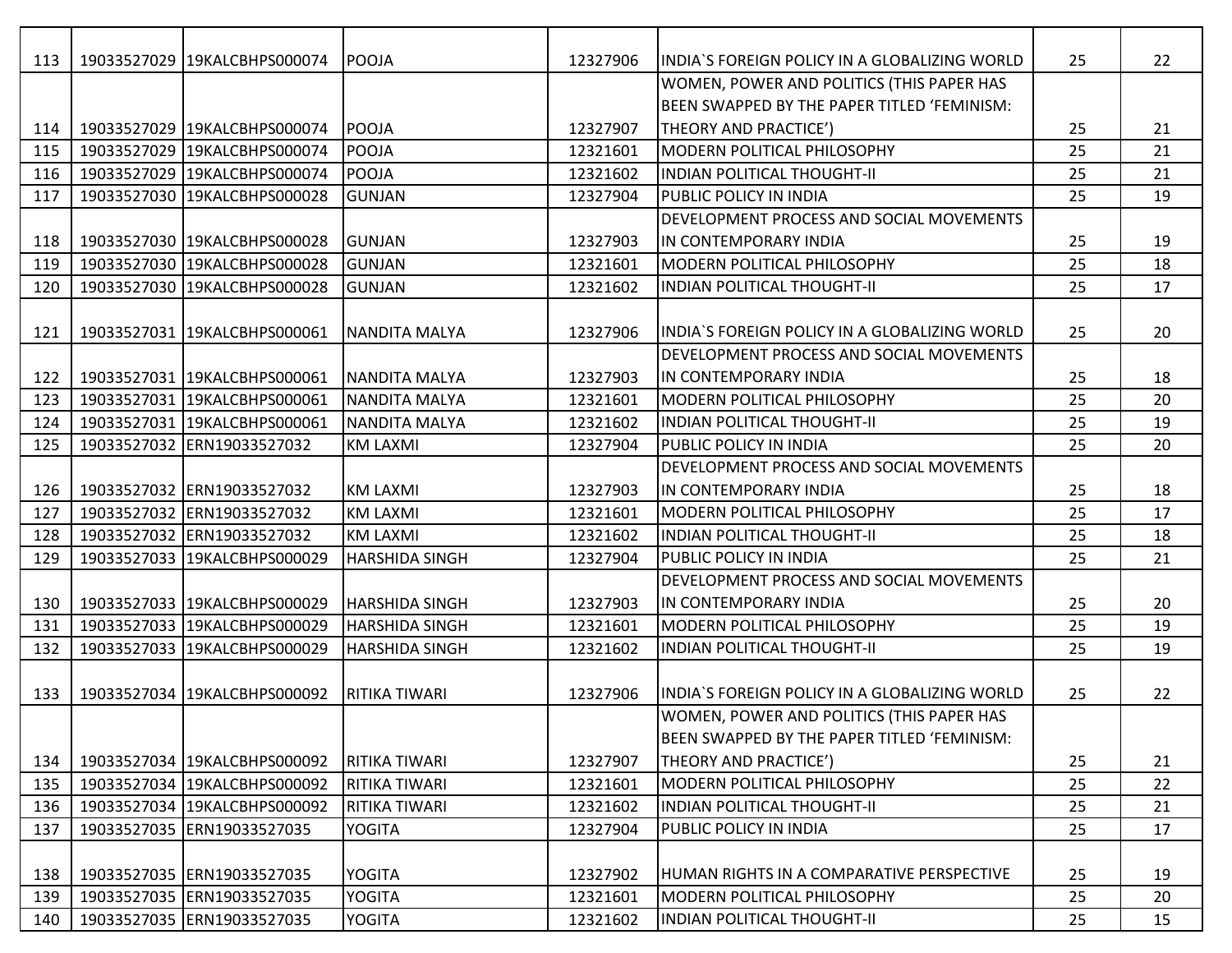| 113 | 19033527029 | 19KALCBHPS000074 | POOJA | 12327906 | INDIA`S FOREIGN POLICY IN A GLOBALIZING WORLD | 25 | 22 |
|---|---|---|---|---|---|---|---|
| 114 | 19033527029 | 19KALCBHPS000074 | POOJA | 12327907 | WOMEN, POWER AND POLITICS (THIS PAPER HAS BEEN SWAPPED BY THE PAPER TITLED 'FEMINISM: THEORY AND PRACTICE') | 25 | 21 |
| 115 | 19033527029 | 19KALCBHPS000074 | POOJA | 12321601 | MODERN POLITICAL PHILOSOPHY | 25 | 21 |
| 116 | 19033527029 | 19KALCBHPS000074 | POOJA | 12321602 | INDIAN POLITICAL THOUGHT-II | 25 | 21 |
| 117 | 19033527030 | 19KALCBHPS000028 | GUNJAN | 12327904 | PUBLIC POLICY IN INDIA | 25 | 19 |
| 118 | 19033527030 | 19KALCBHPS000028 | GUNJAN | 12327903 | DEVELOPMENT PROCESS AND SOCIAL MOVEMENTS IN CONTEMPORARY INDIA | 25 | 19 |
| 119 | 19033527030 | 19KALCBHPS000028 | GUNJAN | 12321601 | MODERN POLITICAL PHILOSOPHY | 25 | 18 |
| 120 | 19033527030 | 19KALCBHPS000028 | GUNJAN | 12321602 | INDIAN POLITICAL THOUGHT-II | 25 | 17 |
| 121 | 19033527031 | 19KALCBHPS000061 | NANDITA MALYA | 12327906 | INDIA`S FOREIGN POLICY IN A GLOBALIZING WORLD | 25 | 20 |
| 122 | 19033527031 | 19KALCBHPS000061 | NANDITA MALYA | 12327903 | DEVELOPMENT PROCESS AND SOCIAL MOVEMENTS IN CONTEMPORARY INDIA | 25 | 18 |
| 123 | 19033527031 | 19KALCBHPS000061 | NANDITA MALYA | 12321601 | MODERN POLITICAL PHILOSOPHY | 25 | 20 |
| 124 | 19033527031 | 19KALCBHPS000061 | NANDITA MALYA | 12321602 | INDIAN POLITICAL THOUGHT-II | 25 | 19 |
| 125 | 19033527032 | ERN19033527032 | KM LAXMI | 12327904 | PUBLIC POLICY IN INDIA | 25 | 20 |
| 126 | 19033527032 | ERN19033527032 | KM LAXMI | 12327903 | DEVELOPMENT PROCESS AND SOCIAL MOVEMENTS IN CONTEMPORARY INDIA | 25 | 18 |
| 127 | 19033527032 | ERN19033527032 | KM LAXMI | 12321601 | MODERN POLITICAL PHILOSOPHY | 25 | 17 |
| 128 | 19033527032 | ERN19033527032 | KM LAXMI | 12321602 | INDIAN POLITICAL THOUGHT-II | 25 | 18 |
| 129 | 19033527033 | 19KALCBHPS000029 | HARSHIDA SINGH | 12327904 | PUBLIC POLICY IN INDIA | 25 | 21 |
| 130 | 19033527033 | 19KALCBHPS000029 | HARSHIDA SINGH | 12327903 | DEVELOPMENT PROCESS AND SOCIAL MOVEMENTS IN CONTEMPORARY INDIA | 25 | 20 |
| 131 | 19033527033 | 19KALCBHPS000029 | HARSHIDA SINGH | 12321601 | MODERN POLITICAL PHILOSOPHY | 25 | 19 |
| 132 | 19033527033 | 19KALCBHPS000029 | HARSHIDA SINGH | 12321602 | INDIAN POLITICAL THOUGHT-II | 25 | 19 |
| 133 | 19033527034 | 19KALCBHPS000092 | RITIKA TIWARI | 12327906 | INDIA`S FOREIGN POLICY IN A GLOBALIZING WORLD | 25 | 22 |
| 134 | 19033527034 | 19KALCBHPS000092 | RITIKA TIWARI | 12327907 | WOMEN, POWER AND POLITICS (THIS PAPER HAS BEEN SWAPPED BY THE PAPER TITLED 'FEMINISM: THEORY AND PRACTICE') | 25 | 21 |
| 135 | 19033527034 | 19KALCBHPS000092 | RITIKA TIWARI | 12321601 | MODERN POLITICAL PHILOSOPHY | 25 | 22 |
| 136 | 19033527034 | 19KALCBHPS000092 | RITIKA TIWARI | 12321602 | INDIAN POLITICAL THOUGHT-II | 25 | 21 |
| 137 | 19033527035 | ERN19033527035 | YOGITA | 12327904 | PUBLIC POLICY IN INDIA | 25 | 17 |
| 138 | 19033527035 | ERN19033527035 | YOGITA | 12327902 | HUMAN RIGHTS IN A COMPARATIVE PERSPECTIVE | 25 | 19 |
| 139 | 19033527035 | ERN19033527035 | YOGITA | 12321601 | MODERN POLITICAL PHILOSOPHY | 25 | 20 |
| 140 | 19033527035 | ERN19033527035 | YOGITA | 12321602 | INDIAN POLITICAL THOUGHT-II | 25 | 15 |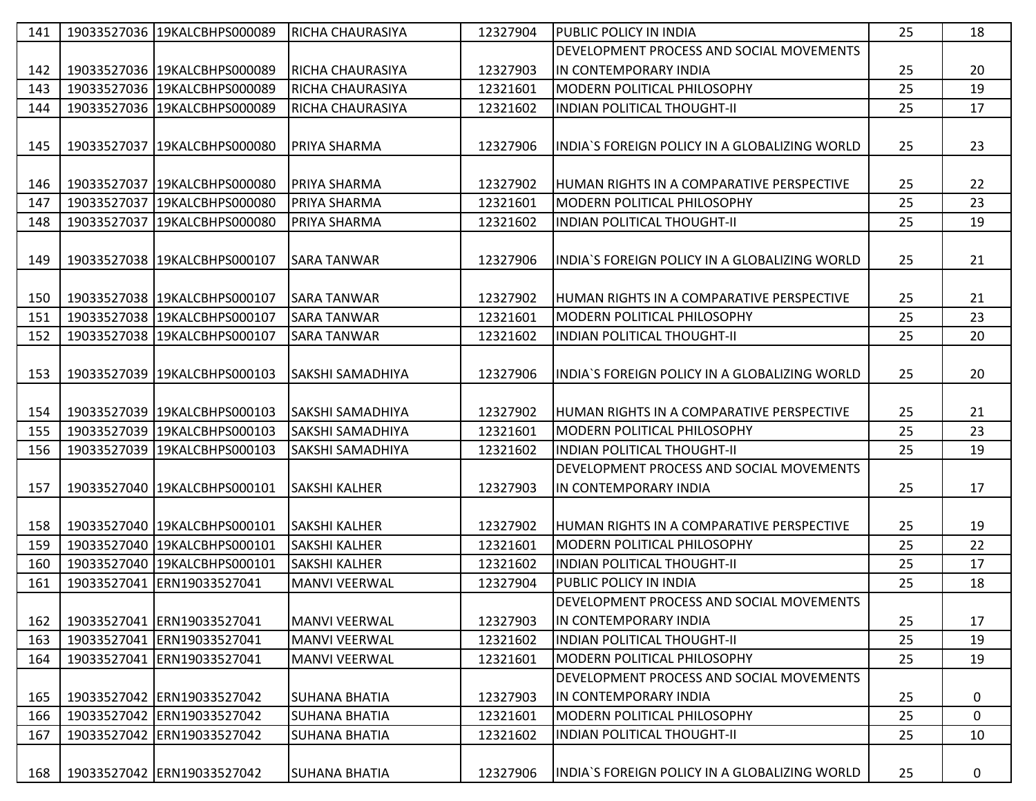| 141 | 19033527036 | 19KALCBHPS000089 | RICHA CHAURASIYA | 12327904 | PUBLIC POLICY IN INDIA | 25 | 18 |
|---|---|---|---|---|---|---|---|
| 142 | 19033527036 | 19KALCBHPS000089 | RICHA CHAURASIYA | 12327903 | DEVELOPMENT PROCESS AND SOCIAL MOVEMENTS IN CONTEMPORARY INDIA | 25 | 20 |
| 143 | 19033527036 | 19KALCBHPS000089 | RICHA CHAURASIYA | 12321601 | MODERN POLITICAL PHILOSOPHY | 25 | 19 |
| 144 | 19033527036 | 19KALCBHPS000089 | RICHA CHAURASIYA | 12321602 | INDIAN POLITICAL THOUGHT-II | 25 | 17 |
| 145 | 19033527037 | 19KALCBHPS000080 | PRIYA SHARMA | 12327906 | INDIA`S FOREIGN POLICY IN A GLOBALIZING WORLD | 25 | 23 |
| 146 | 19033527037 | 19KALCBHPS000080 | PRIYA SHARMA | 12327902 | HUMAN RIGHTS IN A COMPARATIVE PERSPECTIVE | 25 | 22 |
| 147 | 19033527037 | 19KALCBHPS000080 | PRIYA SHARMA | 12321601 | MODERN POLITICAL PHILOSOPHY | 25 | 23 |
| 148 | 19033527037 | 19KALCBHPS000080 | PRIYA SHARMA | 12321602 | INDIAN POLITICAL THOUGHT-II | 25 | 19 |
| 149 | 19033527038 | 19KALCBHPS000107 | SARA TANWAR | 12327906 | INDIA`S FOREIGN POLICY IN A GLOBALIZING WORLD | 25 | 21 |
| 150 | 19033527038 | 19KALCBHPS000107 | SARA TANWAR | 12327902 | HUMAN RIGHTS IN A COMPARATIVE PERSPECTIVE | 25 | 21 |
| 151 | 19033527038 | 19KALCBHPS000107 | SARA TANWAR | 12321601 | MODERN POLITICAL PHILOSOPHY | 25 | 23 |
| 152 | 19033527038 | 19KALCBHPS000107 | SARA TANWAR | 12321602 | INDIAN POLITICAL THOUGHT-II | 25 | 20 |
| 153 | 19033527039 | 19KALCBHPS000103 | SAKSHI SAMADHIYA | 12327906 | INDIA`S FOREIGN POLICY IN A GLOBALIZING WORLD | 25 | 20 |
| 154 | 19033527039 | 19KALCBHPS000103 | SAKSHI SAMADHIYA | 12327902 | HUMAN RIGHTS IN A COMPARATIVE PERSPECTIVE | 25 | 21 |
| 155 | 19033527039 | 19KALCBHPS000103 | SAKSHI SAMADHIYA | 12321601 | MODERN POLITICAL PHILOSOPHY | 25 | 23 |
| 156 | 19033527039 | 19KALCBHPS000103 | SAKSHI SAMADHIYA | 12321602 | INDIAN POLITICAL THOUGHT-II | 25 | 19 |
| 157 | 19033527040 | 19KALCBHPS000101 | SAKSHI KALHER | 12327903 | DEVELOPMENT PROCESS AND SOCIAL MOVEMENTS IN CONTEMPORARY INDIA | 25 | 17 |
| 158 | 19033527040 | 19KALCBHPS000101 | SAKSHI KALHER | 12327902 | HUMAN RIGHTS IN A COMPARATIVE PERSPECTIVE | 25 | 19 |
| 159 | 19033527040 | 19KALCBHPS000101 | SAKSHI KALHER | 12321601 | MODERN POLITICAL PHILOSOPHY | 25 | 22 |
| 160 | 19033527040 | 19KALCBHPS000101 | SAKSHI KALHER | 12321602 | INDIAN POLITICAL THOUGHT-II | 25 | 17 |
| 161 | 19033527041 | ERN19033527041 | MANVI VEERWAL | 12327904 | PUBLIC POLICY IN INDIA | 25 | 18 |
| 162 | 19033527041 | ERN19033527041 | MANVI VEERWAL | 12327903 | DEVELOPMENT PROCESS AND SOCIAL MOVEMENTS IN CONTEMPORARY INDIA | 25 | 17 |
| 163 | 19033527041 | ERN19033527041 | MANVI VEERWAL | 12321602 | INDIAN POLITICAL THOUGHT-II | 25 | 19 |
| 164 | 19033527041 | ERN19033527041 | MANVI VEERWAL | 12321601 | MODERN POLITICAL PHILOSOPHY | 25 | 19 |
| 165 | 19033527042 | ERN19033527042 | SUHANA BHATIA | 12327903 | DEVELOPMENT PROCESS AND SOCIAL MOVEMENTS IN CONTEMPORARY INDIA | 25 | 0 |
| 166 | 19033527042 | ERN19033527042 | SUHANA BHATIA | 12321601 | MODERN POLITICAL PHILOSOPHY | 25 | 0 |
| 167 | 19033527042 | ERN19033527042 | SUHANA BHATIA | 12321602 | INDIAN POLITICAL THOUGHT-II | 25 | 10 |
| 168 | 19033527042 | ERN19033527042 | SUHANA BHATIA | 12327906 | INDIA`S FOREIGN POLICY IN A GLOBALIZING WORLD | 25 | 0 |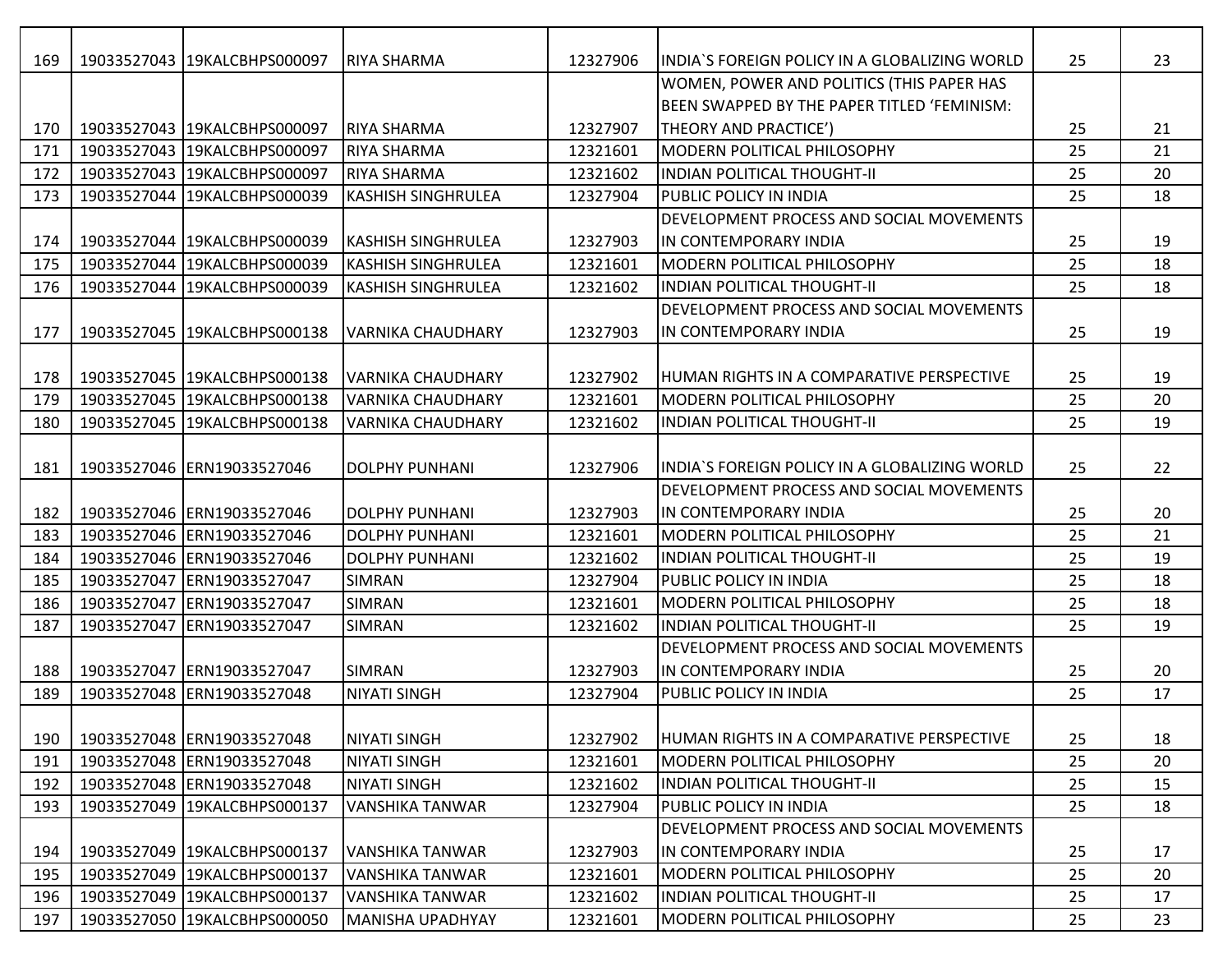| 169 | 19033527043 | 19KALCBHPS000097 | RIYA SHARMA | 12327906 | INDIA`S FOREIGN POLICY IN A GLOBALIZING WORLD | 25 | 23 |
|---|---|---|---|---|---|---|---|
| 170 | 19033527043 | 19KALCBHPS000097 | RIYA SHARMA | 12327907 | WOMEN, POWER AND POLITICS (THIS PAPER HAS BEEN SWAPPED BY THE PAPER TITLED 'FEMINISM: THEORY AND PRACTICE') | 25 | 21 |
| 171 | 19033527043 | 19KALCBHPS000097 | RIYA SHARMA | 12321601 | MODERN POLITICAL PHILOSOPHY | 25 | 21 |
| 172 | 19033527043 | 19KALCBHPS000097 | RIYA SHARMA | 12321602 | INDIAN POLITICAL THOUGHT-II | 25 | 20 |
| 173 | 19033527044 | 19KALCBHPS000039 | KASHISH SINGHRULEA | 12327904 | PUBLIC POLICY IN INDIA | 25 | 18 |
| 174 | 19033527044 | 19KALCBHPS000039 | KASHISH SINGHRULEA | 12327903 | DEVELOPMENT PROCESS AND SOCIAL MOVEMENTS IN CONTEMPORARY INDIA | 25 | 19 |
| 175 | 19033527044 | 19KALCBHPS000039 | KASHISH SINGHRULEA | 12321601 | MODERN POLITICAL PHILOSOPHY | 25 | 18 |
| 176 | 19033527044 | 19KALCBHPS000039 | KASHISH SINGHRULEA | 12321602 | INDIAN POLITICAL THOUGHT-II | 25 | 18 |
| 177 | 19033527045 | 19KALCBHPS000138 | VARNIKA CHAUDHARY | 12327903 | DEVELOPMENT PROCESS AND SOCIAL MOVEMENTS IN CONTEMPORARY INDIA | 25 | 19 |
| 178 | 19033527045 | 19KALCBHPS000138 | VARNIKA CHAUDHARY | 12327902 | HUMAN RIGHTS IN A COMPARATIVE PERSPECTIVE | 25 | 19 |
| 179 | 19033527045 | 19KALCBHPS000138 | VARNIKA CHAUDHARY | 12321601 | MODERN POLITICAL PHILOSOPHY | 25 | 20 |
| 180 | 19033527045 | 19KALCBHPS000138 | VARNIKA CHAUDHARY | 12321602 | INDIAN POLITICAL THOUGHT-II | 25 | 19 |
| 181 | 19033527046 | ERN19033527046 | DOLPHY PUNHANI | 12327906 | INDIA`S FOREIGN POLICY IN A GLOBALIZING WORLD | 25 | 22 |
| 182 | 19033527046 | ERN19033527046 | DOLPHY PUNHANI | 12327903 | DEVELOPMENT PROCESS AND SOCIAL MOVEMENTS IN CONTEMPORARY INDIA | 25 | 20 |
| 183 | 19033527046 | ERN19033527046 | DOLPHY PUNHANI | 12321601 | MODERN POLITICAL PHILOSOPHY | 25 | 21 |
| 184 | 19033527046 | ERN19033527046 | DOLPHY PUNHANI | 12321602 | INDIAN POLITICAL THOUGHT-II | 25 | 19 |
| 185 | 19033527047 | ERN19033527047 | SIMRAN | 12327904 | PUBLIC POLICY IN INDIA | 25 | 18 |
| 186 | 19033527047 | ERN19033527047 | SIMRAN | 12321601 | MODERN POLITICAL PHILOSOPHY | 25 | 18 |
| 187 | 19033527047 | ERN19033527047 | SIMRAN | 12321602 | INDIAN POLITICAL THOUGHT-II | 25 | 19 |
| 188 | 19033527047 | ERN19033527047 | SIMRAN | 12327903 | DEVELOPMENT PROCESS AND SOCIAL MOVEMENTS IN CONTEMPORARY INDIA | 25 | 20 |
| 189 | 19033527048 | ERN19033527048 | NIYATI SINGH | 12327904 | PUBLIC POLICY IN INDIA | 25 | 17 |
| 190 | 19033527048 | ERN19033527048 | NIYATI SINGH | 12327902 | HUMAN RIGHTS IN A COMPARATIVE PERSPECTIVE | 25 | 18 |
| 191 | 19033527048 | ERN19033527048 | NIYATI SINGH | 12321601 | MODERN POLITICAL PHILOSOPHY | 25 | 20 |
| 192 | 19033527048 | ERN19033527048 | NIYATI SINGH | 12321602 | INDIAN POLITICAL THOUGHT-II | 25 | 15 |
| 193 | 19033527049 | 19KALCBHPS000137 | VANSHIKA TANWAR | 12327904 | PUBLIC POLICY IN INDIA | 25 | 18 |
| 194 | 19033527049 | 19KALCBHPS000137 | VANSHIKA TANWAR | 12327903 | DEVELOPMENT PROCESS AND SOCIAL MOVEMENTS IN CONTEMPORARY INDIA | 25 | 17 |
| 195 | 19033527049 | 19KALCBHPS000137 | VANSHIKA TANWAR | 12321601 | MODERN POLITICAL PHILOSOPHY | 25 | 20 |
| 196 | 19033527049 | 19KALCBHPS000137 | VANSHIKA TANWAR | 12321602 | INDIAN POLITICAL THOUGHT-II | 25 | 17 |
| 197 | 19033527050 | 19KALCBHPS000050 | MANISHA UPADHYAY | 12321601 | MODERN POLITICAL PHILOSOPHY | 25 | 23 |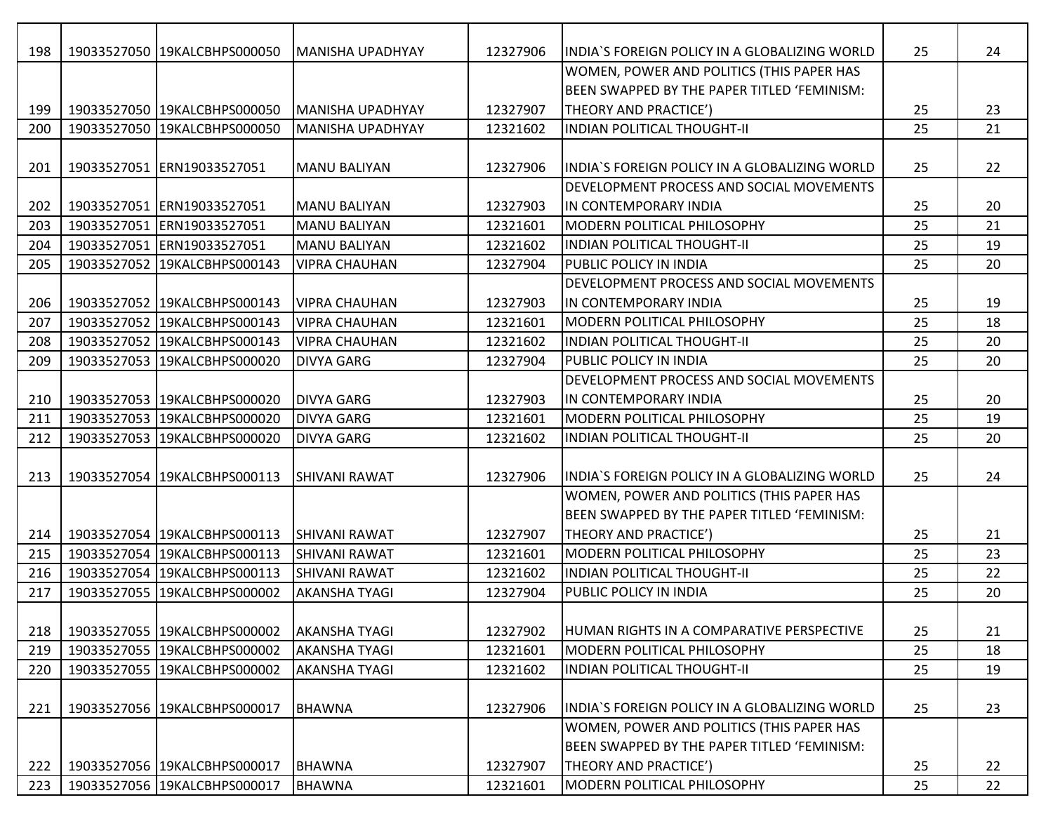| | | | | | | | |
|---|---|---|---|---|---|---|---|
| 198 | 19033527050 | 19KALCBHPS000050 | MANISHA UPADHYAY | 12327906 | INDIA`S FOREIGN POLICY IN A GLOBALIZING WORLD | 25 | 24 |
| 199 | 19033527050 | 19KALCBHPS000050 | MANISHA UPADHYAY | 12327907 | WOMEN, POWER AND POLITICS (THIS PAPER HAS BEEN SWAPPED BY THE PAPER TITLED 'FEMINISM: THEORY AND PRACTICE') | 25 | 23 |
| 200 | 19033527050 | 19KALCBHPS000050 | MANISHA UPADHYAY | 12321602 | INDIAN POLITICAL THOUGHT-II | 25 | 21 |
| 201 | 19033527051 | ERN19033527051 | MANU BALIYAN | 12327906 | INDIA`S FOREIGN POLICY IN A GLOBALIZING WORLD | 25 | 22 |
| 202 | 19033527051 | ERN19033527051 | MANU BALIYAN | 12327903 | DEVELOPMENT PROCESS AND SOCIAL MOVEMENTS IN CONTEMPORARY INDIA | 25 | 20 |
| 203 | 19033527051 | ERN19033527051 | MANU BALIYAN | 12321601 | MODERN POLITICAL PHILOSOPHY | 25 | 21 |
| 204 | 19033527051 | ERN19033527051 | MANU BALIYAN | 12321602 | INDIAN POLITICAL THOUGHT-II | 25 | 19 |
| 205 | 19033527052 | 19KALCBHPS000143 | VIPRA CHAUHAN | 12327904 | PUBLIC POLICY IN INDIA | 25 | 20 |
| 206 | 19033527052 | 19KALCBHPS000143 | VIPRA CHAUHAN | 12327903 | DEVELOPMENT PROCESS AND SOCIAL MOVEMENTS IN CONTEMPORARY INDIA | 25 | 19 |
| 207 | 19033527052 | 19KALCBHPS000143 | VIPRA CHAUHAN | 12321601 | MODERN POLITICAL PHILOSOPHY | 25 | 18 |
| 208 | 19033527052 | 19KALCBHPS000143 | VIPRA CHAUHAN | 12321602 | INDIAN POLITICAL THOUGHT-II | 25 | 20 |
| 209 | 19033527053 | 19KALCBHPS000020 | DIVYA GARG | 12327904 | PUBLIC POLICY IN INDIA | 25 | 20 |
| 210 | 19033527053 | 19KALCBHPS000020 | DIVYA GARG | 12327903 | DEVELOPMENT PROCESS AND SOCIAL MOVEMENTS IN CONTEMPORARY INDIA | 25 | 20 |
| 211 | 19033527053 | 19KALCBHPS000020 | DIVYA GARG | 12321601 | MODERN POLITICAL PHILOSOPHY | 25 | 19 |
| 212 | 19033527053 | 19KALCBHPS000020 | DIVYA GARG | 12321602 | INDIAN POLITICAL THOUGHT-II | 25 | 20 |
| 213 | 19033527054 | 19KALCBHPS000113 | SHIVANI RAWAT | 12327906 | INDIA`S FOREIGN POLICY IN A GLOBALIZING WORLD | 25 | 24 |
| 214 | 19033527054 | 19KALCBHPS000113 | SHIVANI RAWAT | 12327907 | WOMEN, POWER AND POLITICS (THIS PAPER HAS BEEN SWAPPED BY THE PAPER TITLED 'FEMINISM: THEORY AND PRACTICE') | 25 | 21 |
| 215 | 19033527054 | 19KALCBHPS000113 | SHIVANI RAWAT | 12321601 | MODERN POLITICAL PHILOSOPHY | 25 | 23 |
| 216 | 19033527054 | 19KALCBHPS000113 | SHIVANI RAWAT | 12321602 | INDIAN POLITICAL THOUGHT-II | 25 | 22 |
| 217 | 19033527055 | 19KALCBHPS000002 | AKANSHA TYAGI | 12327904 | PUBLIC POLICY IN INDIA | 25 | 20 |
| 218 | 19033527055 | 19KALCBHPS000002 | AKANSHA TYAGI | 12327902 | HUMAN RIGHTS IN A COMPARATIVE PERSPECTIVE | 25 | 21 |
| 219 | 19033527055 | 19KALCBHPS000002 | AKANSHA TYAGI | 12321601 | MODERN POLITICAL PHILOSOPHY | 25 | 18 |
| 220 | 19033527055 | 19KALCBHPS000002 | AKANSHA TYAGI | 12321602 | INDIAN POLITICAL THOUGHT-II | 25 | 19 |
| 221 | 19033527056 | 19KALCBHPS000017 | BHAWNA | 12327906 | INDIA`S FOREIGN POLICY IN A GLOBALIZING WORLD | 25 | 23 |
| 222 | 19033527056 | 19KALCBHPS000017 | BHAWNA | 12327907 | WOMEN, POWER AND POLITICS (THIS PAPER HAS BEEN SWAPPED BY THE PAPER TITLED 'FEMINISM: THEORY AND PRACTICE') | 25 | 22 |
| 223 | 19033527056 | 19KALCBHPS000017 | BHAWNA | 12321601 | MODERN POLITICAL PHILOSOPHY | 25 | 22 |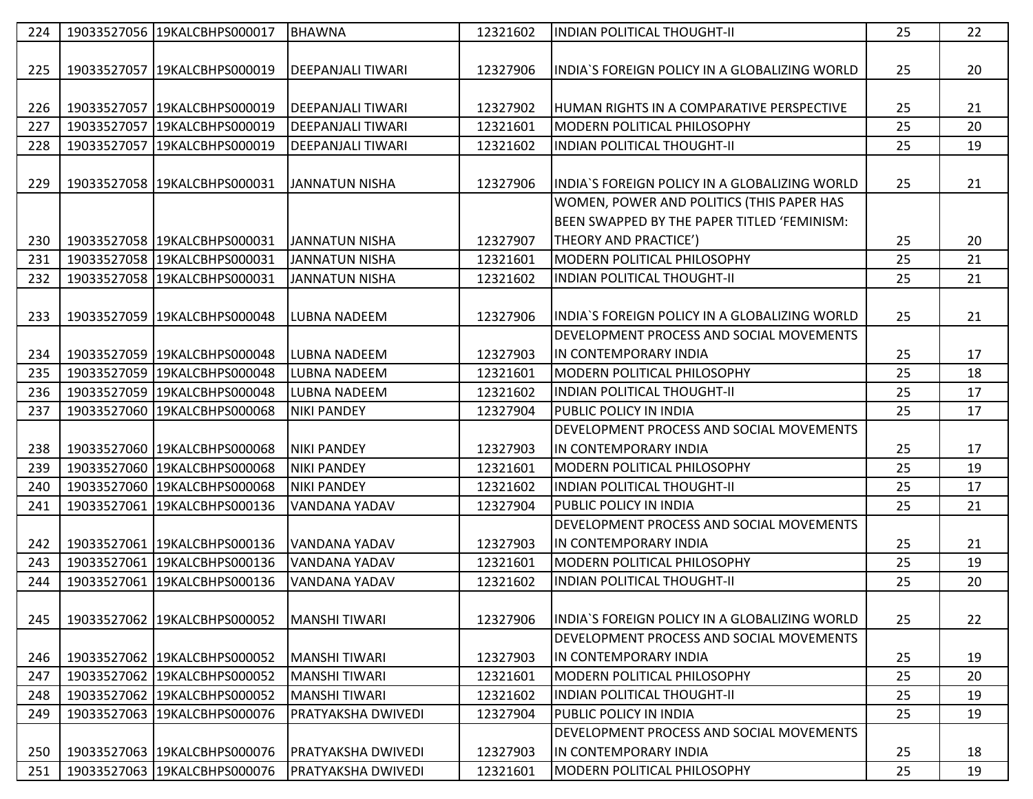| 224 | 19033527056 | 19KALCBHPS000017 | BHAWNA | 12321602 | INDIAN POLITICAL THOUGHT-II | 25 | 22 |
|---|---|---|---|---|---|---|---|
| 225 | 19033527057 | 19KALCBHPS000019 | DEEPANJALI TIWARI | 12327906 | INDIA`S FOREIGN POLICY IN A GLOBALIZING WORLD | 25 | 20 |
| 226 | 19033527057 | 19KALCBHPS000019 | DEEPANJALI TIWARI | 12327902 | HUMAN RIGHTS IN A COMPARATIVE PERSPECTIVE | 25 | 21 |
| 227 | 19033527057 | 19KALCBHPS000019 | DEEPANJALI TIWARI | 12321601 | MODERN POLITICAL PHILOSOPHY | 25 | 20 |
| 228 | 19033527057 | 19KALCBHPS000019 | DEEPANJALI TIWARI | 12321602 | INDIAN POLITICAL THOUGHT-II | 25 | 19 |
| 229 | 19033527058 | 19KALCBHPS000031 | JANNATUN NISHA | 12327906 | INDIA`S FOREIGN POLICY IN A GLOBALIZING WORLD | 25 | 21 |
| 230 | 19033527058 | 19KALCBHPS000031 | JANNATUN NISHA | 12327907 | WOMEN, POWER AND POLITICS (THIS PAPER HAS BEEN SWAPPED BY THE PAPER TITLED 'FEMINISM: THEORY AND PRACTICE') | 25 | 20 |
| 231 | 19033527058 | 19KALCBHPS000031 | JANNATUN NISHA | 12321601 | MODERN POLITICAL PHILOSOPHY | 25 | 21 |
| 232 | 19033527058 | 19KALCBHPS000031 | JANNATUN NISHA | 12321602 | INDIAN POLITICAL THOUGHT-II | 25 | 21 |
| 233 | 19033527059 | 19KALCBHPS000048 | LUBNA NADEEM | 12327906 | INDIA`S FOREIGN POLICY IN A GLOBALIZING WORLD | 25 | 21 |
| 234 | 19033527059 | 19KALCBHPS000048 | LUBNA NADEEM | 12327903 | DEVELOPMENT PROCESS AND SOCIAL MOVEMENTS IN CONTEMPORARY INDIA | 25 | 17 |
| 235 | 19033527059 | 19KALCBHPS000048 | LUBNA NADEEM | 12321601 | MODERN POLITICAL PHILOSOPHY | 25 | 18 |
| 236 | 19033527059 | 19KALCBHPS000048 | LUBNA NADEEM | 12321602 | INDIAN POLITICAL THOUGHT-II | 25 | 17 |
| 237 | 19033527060 | 19KALCBHPS000068 | NIKI PANDEY | 12327904 | PUBLIC POLICY IN INDIA | 25 | 17 |
| 238 | 19033527060 | 19KALCBHPS000068 | NIKI PANDEY | 12327903 | DEVELOPMENT PROCESS AND SOCIAL MOVEMENTS IN CONTEMPORARY INDIA | 25 | 17 |
| 239 | 19033527060 | 19KALCBHPS000068 | NIKI PANDEY | 12321601 | MODERN POLITICAL PHILOSOPHY | 25 | 19 |
| 240 | 19033527060 | 19KALCBHPS000068 | NIKI PANDEY | 12321602 | INDIAN POLITICAL THOUGHT-II | 25 | 17 |
| 241 | 19033527061 | 19KALCBHPS000136 | VANDANA YADAV | 12327904 | PUBLIC POLICY IN INDIA | 25 | 21 |
| 242 | 19033527061 | 19KALCBHPS000136 | VANDANA YADAV | 12327903 | DEVELOPMENT PROCESS AND SOCIAL MOVEMENTS IN CONTEMPORARY INDIA | 25 | 21 |
| 243 | 19033527061 | 19KALCBHPS000136 | VANDANA YADAV | 12321601 | MODERN POLITICAL PHILOSOPHY | 25 | 19 |
| 244 | 19033527061 | 19KALCBHPS000136 | VANDANA YADAV | 12321602 | INDIAN POLITICAL THOUGHT-II | 25 | 20 |
| 245 | 19033527062 | 19KALCBHPS000052 | MANSHI TIWARI | 12327906 | INDIA`S FOREIGN POLICY IN A GLOBALIZING WORLD | 25 | 22 |
| 246 | 19033527062 | 19KALCBHPS000052 | MANSHI TIWARI | 12327903 | DEVELOPMENT PROCESS AND SOCIAL MOVEMENTS IN CONTEMPORARY INDIA | 25 | 19 |
| 247 | 19033527062 | 19KALCBHPS000052 | MANSHI TIWARI | 12321601 | MODERN POLITICAL PHILOSOPHY | 25 | 20 |
| 248 | 19033527062 | 19KALCBHPS000052 | MANSHI TIWARI | 12321602 | INDIAN POLITICAL THOUGHT-II | 25 | 19 |
| 249 | 19033527063 | 19KALCBHPS000076 | PRATYAKSHA DWIVEDI | 12327904 | PUBLIC POLICY IN INDIA | 25 | 19 |
| 250 | 19033527063 | 19KALCBHPS000076 | PRATYAKSHA DWIVEDI | 12327903 | DEVELOPMENT PROCESS AND SOCIAL MOVEMENTS IN CONTEMPORARY INDIA | 25 | 18 |
| 251 | 19033527063 | 19KALCBHPS000076 | PRATYAKSHA DWIVEDI | 12321601 | MODERN POLITICAL PHILOSOPHY | 25 | 19 |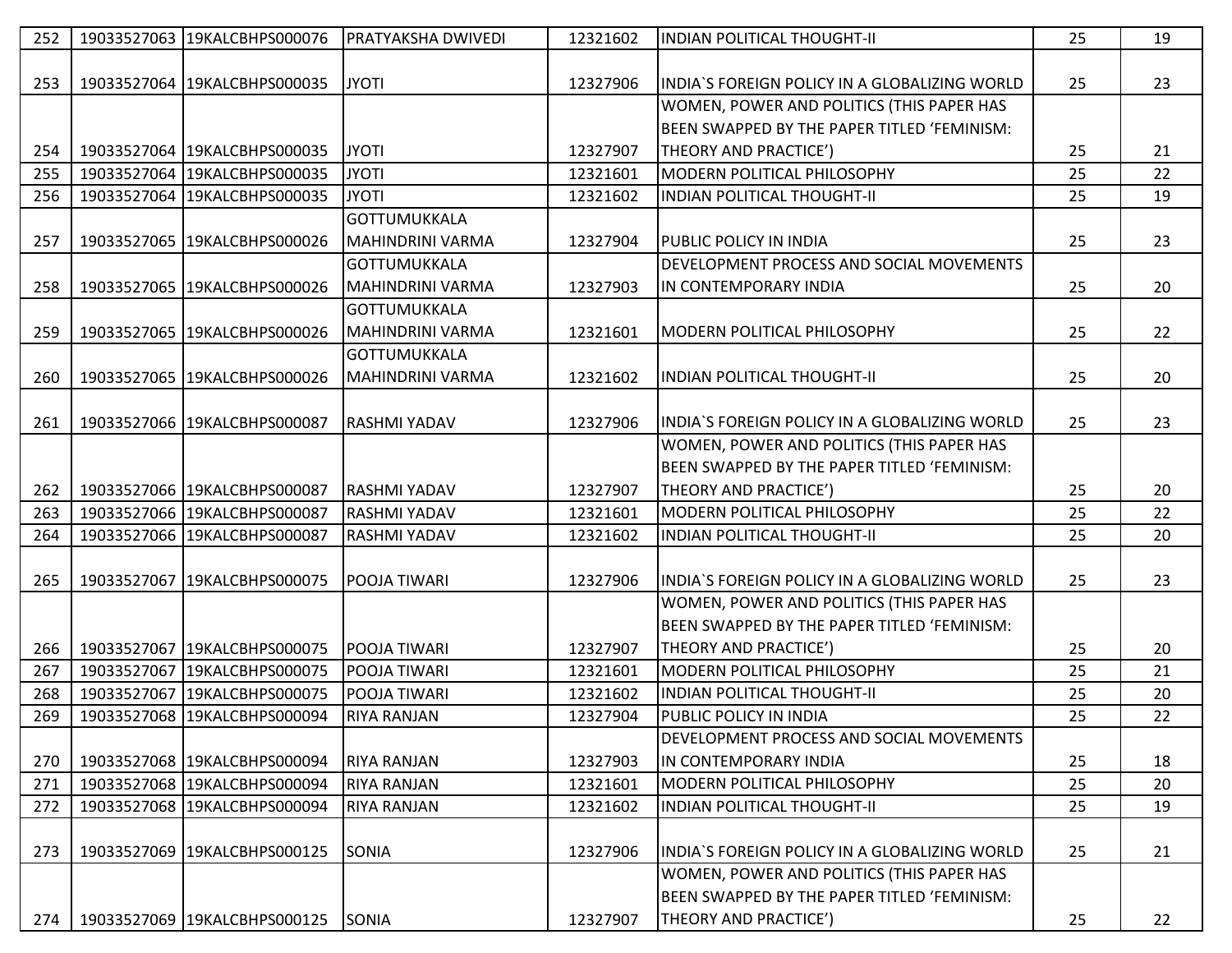| | | | | | | | |
|---|---|---|---|---|---|---|---|
| 252 | 19033527063 | 19KALCBHPS000076 | PRATYAKSHA DWIVEDI | 12321602 | INDIAN POLITICAL THOUGHT-II | 25 | 19 |
| 253 | 19033527064 | 19KALCBHPS000035 | JYOTI | 12327906 | INDIA`S FOREIGN POLICY IN A GLOBALIZING WORLD | 25 | 23 |
| 254 | 19033527064 | 19KALCBHPS000035 | JYOTI | 12327907 | WOMEN, POWER AND POLITICS (THIS PAPER HAS BEEN SWAPPED BY THE PAPER TITLED 'FEMINISM: THEORY AND PRACTICE') | 25 | 21 |
| 255 | 19033527064 | 19KALCBHPS000035 | JYOTI | 12321601 | MODERN POLITICAL PHILOSOPHY | 25 | 22 |
| 256 | 19033527064 | 19KALCBHPS000035 | JYOTI | 12321602 | INDIAN POLITICAL THOUGHT-II | 25 | 19 |
| 257 | 19033527065 | 19KALCBHPS000026 | GOTTUMUKKALA MAHINDRINI VARMA | 12327904 | PUBLIC POLICY IN INDIA | 25 | 23 |
| 258 | 19033527065 | 19KALCBHPS000026 | GOTTUMUKKALA MAHINDRINI VARMA | 12327903 | DEVELOPMENT PROCESS AND SOCIAL MOVEMENTS IN CONTEMPORARY INDIA | 25 | 20 |
| 259 | 19033527065 | 19KALCBHPS000026 | GOTTUMUKKALA MAHINDRINI VARMA | 12321601 | MODERN POLITICAL PHILOSOPHY | 25 | 22 |
| 260 | 19033527065 | 19KALCBHPS000026 | GOTTUMUKKALA MAHINDRINI VARMA | 12321602 | INDIAN POLITICAL THOUGHT-II | 25 | 20 |
| 261 | 19033527066 | 19KALCBHPS000087 | RASHMI YADAV | 12327906 | INDIA`S FOREIGN POLICY IN A GLOBALIZING WORLD | 25 | 23 |
| 262 | 19033527066 | 19KALCBHPS000087 | RASHMI YADAV | 12327907 | WOMEN, POWER AND POLITICS (THIS PAPER HAS BEEN SWAPPED BY THE PAPER TITLED 'FEMINISM: THEORY AND PRACTICE') | 25 | 20 |
| 263 | 19033527066 | 19KALCBHPS000087 | RASHMI YADAV | 12321601 | MODERN POLITICAL PHILOSOPHY | 25 | 22 |
| 264 | 19033527066 | 19KALCBHPS000087 | RASHMI YADAV | 12321602 | INDIAN POLITICAL THOUGHT-II | 25 | 20 |
| 265 | 19033527067 | 19KALCBHPS000075 | POOJA TIWARI | 12327906 | INDIA`S FOREIGN POLICY IN A GLOBALIZING WORLD | 25 | 23 |
| 266 | 19033527067 | 19KALCBHPS000075 | POOJA TIWARI | 12327907 | WOMEN, POWER AND POLITICS (THIS PAPER HAS BEEN SWAPPED BY THE PAPER TITLED 'FEMINISM: THEORY AND PRACTICE') | 25 | 20 |
| 267 | 19033527067 | 19KALCBHPS000075 | POOJA TIWARI | 12321601 | MODERN POLITICAL PHILOSOPHY | 25 | 21 |
| 268 | 19033527067 | 19KALCBHPS000075 | POOJA TIWARI | 12321602 | INDIAN POLITICAL THOUGHT-II | 25 | 20 |
| 269 | 19033527068 | 19KALCBHPS000094 | RIYA RANJAN | 12327904 | PUBLIC POLICY IN INDIA | 25 | 22 |
| 270 | 19033527068 | 19KALCBHPS000094 | RIYA RANJAN | 12327903 | DEVELOPMENT PROCESS AND SOCIAL MOVEMENTS IN CONTEMPORARY INDIA | 25 | 18 |
| 271 | 19033527068 | 19KALCBHPS000094 | RIYA RANJAN | 12321601 | MODERN POLITICAL PHILOSOPHY | 25 | 20 |
| 272 | 19033527068 | 19KALCBHPS000094 | RIYA RANJAN | 12321602 | INDIAN POLITICAL THOUGHT-II | 25 | 19 |
| 273 | 19033527069 | 19KALCBHPS000125 | SONIA | 12327906 | INDIA`S FOREIGN POLICY IN A GLOBALIZING WORLD | 25 | 21 |
| 274 | 19033527069 | 19KALCBHPS000125 | SONIA | 12327907 | WOMEN, POWER AND POLITICS (THIS PAPER HAS BEEN SWAPPED BY THE PAPER TITLED 'FEMINISM: THEORY AND PRACTICE') | 25 | 22 |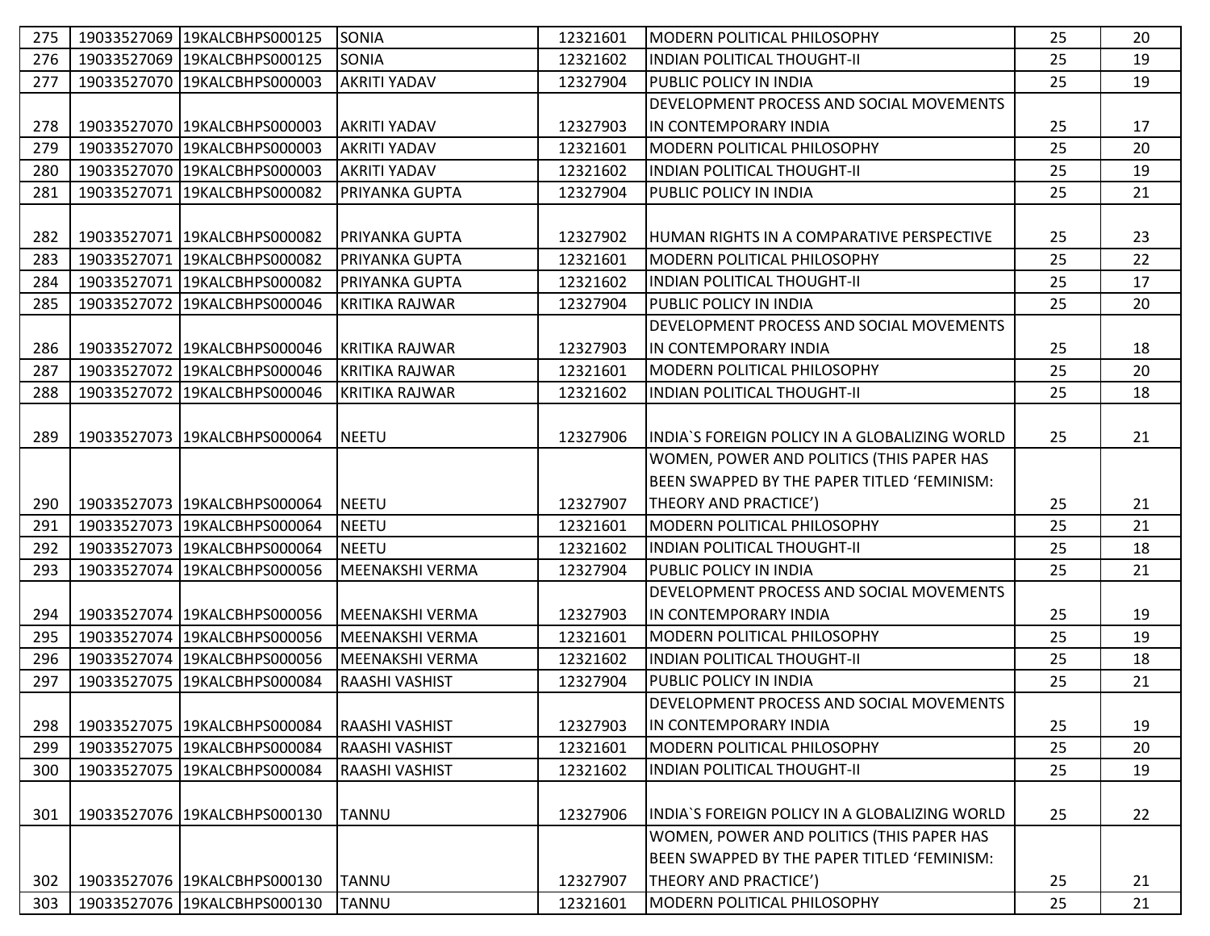| 275 | 19033527069 | 19KALCBHPS000125 | SONIA | 12321601 | MODERN POLITICAL PHILOSOPHY | 25 | 20 |
|---|---|---|---|---|---|---|---|
| 276 | 19033527069 | 19KALCBHPS000125 | SONIA | 12321602 | INDIAN POLITICAL THOUGHT-II | 25 | 19 |
| 277 | 19033527070 | 19KALCBHPS000003 | AKRITI YADAV | 12327904 | PUBLIC POLICY IN INDIA | 25 | 19 |
| 278 | 19033527070 | 19KALCBHPS000003 | AKRITI YADAV | 12327903 | DEVELOPMENT PROCESS AND SOCIAL MOVEMENTS IN CONTEMPORARY INDIA | 25 | 17 |
| 279 | 19033527070 | 19KALCBHPS000003 | AKRITI YADAV | 12321601 | MODERN POLITICAL PHILOSOPHY | 25 | 20 |
| 280 | 19033527070 | 19KALCBHPS000003 | AKRITI YADAV | 12321602 | INDIAN POLITICAL THOUGHT-II | 25 | 19 |
| 281 | 19033527071 | 19KALCBHPS000082 | PRIYANKA GUPTA | 12327904 | PUBLIC POLICY IN INDIA | 25 | 21 |
| 282 | 19033527071 | 19KALCBHPS000082 | PRIYANKA GUPTA | 12327902 | HUMAN RIGHTS IN A COMPARATIVE PERSPECTIVE | 25 | 23 |
| 283 | 19033527071 | 19KALCBHPS000082 | PRIYANKA GUPTA | 12321601 | MODERN POLITICAL PHILOSOPHY | 25 | 22 |
| 284 | 19033527071 | 19KALCBHPS000082 | PRIYANKA GUPTA | 12321602 | INDIAN POLITICAL THOUGHT-II | 25 | 17 |
| 285 | 19033527072 | 19KALCBHPS000046 | KRITIKA RAJWAR | 12327904 | PUBLIC POLICY IN INDIA | 25 | 20 |
| 286 | 19033527072 | 19KALCBHPS000046 | KRITIKA RAJWAR | 12327903 | DEVELOPMENT PROCESS AND SOCIAL MOVEMENTS IN CONTEMPORARY INDIA | 25 | 18 |
| 287 | 19033527072 | 19KALCBHPS000046 | KRITIKA RAJWAR | 12321601 | MODERN POLITICAL PHILOSOPHY | 25 | 20 |
| 288 | 19033527072 | 19KALCBHPS000046 | KRITIKA RAJWAR | 12321602 | INDIAN POLITICAL THOUGHT-II | 25 | 18 |
| 289 | 19033527073 | 19KALCBHPS000064 | NEETU | 12327906 | INDIA`S FOREIGN POLICY IN A GLOBALIZING WORLD | 25 | 21 |
| 290 | 19033527073 | 19KALCBHPS000064 | NEETU | 12327907 | WOMEN, POWER AND POLITICS (THIS PAPER HAS BEEN SWAPPED BY THE PAPER TITLED 'FEMINISM: THEORY AND PRACTICE') | 25 | 21 |
| 291 | 19033527073 | 19KALCBHPS000064 | NEETU | 12321601 | MODERN POLITICAL PHILOSOPHY | 25 | 21 |
| 292 | 19033527073 | 19KALCBHPS000064 | NEETU | 12321602 | INDIAN POLITICAL THOUGHT-II | 25 | 18 |
| 293 | 19033527074 | 19KALCBHPS000056 | MEENAKSHI VERMA | 12327904 | PUBLIC POLICY IN INDIA | 25 | 21 |
| 294 | 19033527074 | 19KALCBHPS000056 | MEENAKSHI VERMA | 12327903 | DEVELOPMENT PROCESS AND SOCIAL MOVEMENTS IN CONTEMPORARY INDIA | 25 | 19 |
| 295 | 19033527074 | 19KALCBHPS000056 | MEENAKSHI VERMA | 12321601 | MODERN POLITICAL PHILOSOPHY | 25 | 19 |
| 296 | 19033527074 | 19KALCBHPS000056 | MEENAKSHI VERMA | 12321602 | INDIAN POLITICAL THOUGHT-II | 25 | 18 |
| 297 | 19033527075 | 19KALCBHPS000084 | RAASHI VASHIST | 12327904 | PUBLIC POLICY IN INDIA | 25 | 21 |
| 298 | 19033527075 | 19KALCBHPS000084 | RAASHI VASHIST | 12327903 | DEVELOPMENT PROCESS AND SOCIAL MOVEMENTS IN CONTEMPORARY INDIA | 25 | 19 |
| 299 | 19033527075 | 19KALCBHPS000084 | RAASHI VASHIST | 12321601 | MODERN POLITICAL PHILOSOPHY | 25 | 20 |
| 300 | 19033527075 | 19KALCBHPS000084 | RAASHI VASHIST | 12321602 | INDIAN POLITICAL THOUGHT-II | 25 | 19 |
| 301 | 19033527076 | 19KALCBHPS000130 | TANNU | 12327906 | INDIA`S FOREIGN POLICY IN A GLOBALIZING WORLD | 25 | 22 |
| 302 | 19033527076 | 19KALCBHPS000130 | TANNU | 12327907 | WOMEN, POWER AND POLITICS (THIS PAPER HAS BEEN SWAPPED BY THE PAPER TITLED 'FEMINISM: THEORY AND PRACTICE') | 25 | 21 |
| 303 | 19033527076 | 19KALCBHPS000130 | TANNU | 12321601 | MODERN POLITICAL PHILOSOPHY | 25 | 21 |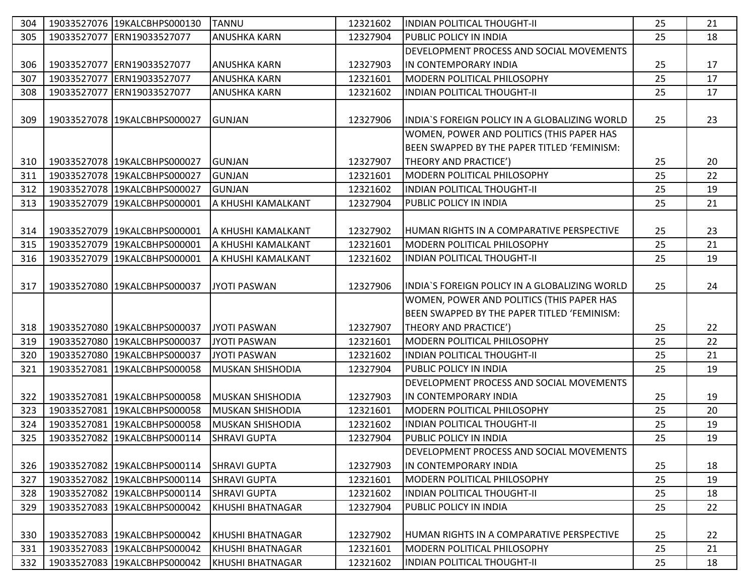| 304 | 19033527076 | 19KALCBHPS000130 | TANNU | 12321602 | INDIAN POLITICAL THOUGHT-II | 25 | 21 |
|---|---|---|---|---|---|---|---|
| 305 | 19033527077 | ERN19033527077 | ANUSHKA KARN | 12327904 | PUBLIC POLICY IN INDIA | 25 | 18 |
| 306 | 19033527077 | ERN19033527077 | ANUSHKA KARN | 12327903 | DEVELOPMENT PROCESS AND SOCIAL MOVEMENTS IN CONTEMPORARY INDIA | 25 | 17 |
| 307 | 19033527077 | ERN19033527077 | ANUSHKA KARN | 12321601 | MODERN POLITICAL PHILOSOPHY | 25 | 17 |
| 308 | 19033527077 | ERN19033527077 | ANUSHKA KARN | 12321602 | INDIAN POLITICAL THOUGHT-II | 25 | 17 |
| 309 | 19033527078 | 19KALCBHPS000027 | GUNJAN | 12327906 | INDIA`S FOREIGN POLICY IN A GLOBALIZING WORLD | 25 | 23 |
| 310 | 19033527078 | 19KALCBHPS000027 | GUNJAN | 12327907 | WOMEN, POWER AND POLITICS (THIS PAPER HAS BEEN SWAPPED BY THE PAPER TITLED ‘FEMINISM: THEORY AND PRACTICE’) | 25 | 20 |
| 311 | 19033527078 | 19KALCBHPS000027 | GUNJAN | 12321601 | MODERN POLITICAL PHILOSOPHY | 25 | 22 |
| 312 | 19033527078 | 19KALCBHPS000027 | GUNJAN | 12321602 | INDIAN POLITICAL THOUGHT-II | 25 | 19 |
| 313 | 19033527079 | 19KALCBHPS000001 | A KHUSHI KAMALKANT | 12327904 | PUBLIC POLICY IN INDIA | 25 | 21 |
| 314 | 19033527079 | 19KALCBHPS000001 | A KHUSHI KAMALKANT | 12327902 | HUMAN RIGHTS IN A COMPARATIVE PERSPECTIVE | 25 | 23 |
| 315 | 19033527079 | 19KALCBHPS000001 | A KHUSHI KAMALKANT | 12321601 | MODERN POLITICAL PHILOSOPHY | 25 | 21 |
| 316 | 19033527079 | 19KALCBHPS000001 | A KHUSHI KAMALKANT | 12321602 | INDIAN POLITICAL THOUGHT-II | 25 | 19 |
| 317 | 19033527080 | 19KALCBHPS000037 | JYOTI PASWAN | 12327906 | INDIA`S FOREIGN POLICY IN A GLOBALIZING WORLD | 25 | 24 |
| 318 | 19033527080 | 19KALCBHPS000037 | JYOTI PASWAN | 12327907 | WOMEN, POWER AND POLITICS (THIS PAPER HAS BEEN SWAPPED BY THE PAPER TITLED ‘FEMINISM: THEORY AND PRACTICE’) | 25 | 22 |
| 319 | 19033527080 | 19KALCBHPS000037 | JYOTI PASWAN | 12321601 | MODERN POLITICAL PHILOSOPHY | 25 | 22 |
| 320 | 19033527080 | 19KALCBHPS000037 | JYOTI PASWAN | 12321602 | INDIAN POLITICAL THOUGHT-II | 25 | 21 |
| 321 | 19033527081 | 19KALCBHPS000058 | MUSKAN SHISHODIA | 12327904 | PUBLIC POLICY IN INDIA | 25 | 19 |
| 322 | 19033527081 | 19KALCBHPS000058 | MUSKAN SHISHODIA | 12327903 | DEVELOPMENT PROCESS AND SOCIAL MOVEMENTS IN CONTEMPORARY INDIA | 25 | 19 |
| 323 | 19033527081 | 19KALCBHPS000058 | MUSKAN SHISHODIA | 12321601 | MODERN POLITICAL PHILOSOPHY | 25 | 20 |
| 324 | 19033527081 | 19KALCBHPS000058 | MUSKAN SHISHODIA | 12321602 | INDIAN POLITICAL THOUGHT-II | 25 | 19 |
| 325 | 19033527082 | 19KALCBHPS000114 | SHRAVI GUPTA | 12327904 | PUBLIC POLICY IN INDIA | 25 | 19 |
| 326 | 19033527082 | 19KALCBHPS000114 | SHRAVI GUPTA | 12327903 | DEVELOPMENT PROCESS AND SOCIAL MOVEMENTS IN CONTEMPORARY INDIA | 25 | 18 |
| 327 | 19033527082 | 19KALCBHPS000114 | SHRAVI GUPTA | 12321601 | MODERN POLITICAL PHILOSOPHY | 25 | 19 |
| 328 | 19033527082 | 19KALCBHPS000114 | SHRAVI GUPTA | 12321602 | INDIAN POLITICAL THOUGHT-II | 25 | 18 |
| 329 | 19033527083 | 19KALCBHPS000042 | KHUSHI BHATNAGAR | 12327904 | PUBLIC POLICY IN INDIA | 25 | 22 |
| 330 | 19033527083 | 19KALCBHPS000042 | KHUSHI BHATNAGAR | 12327902 | HUMAN RIGHTS IN A COMPARATIVE PERSPECTIVE | 25 | 22 |
| 331 | 19033527083 | 19KALCBHPS000042 | KHUSHI BHATNAGAR | 12321601 | MODERN POLITICAL PHILOSOPHY | 25 | 21 |
| 332 | 19033527083 | 19KALCBHPS000042 | KHUSHI BHATNAGAR | 12321602 | INDIAN POLITICAL THOUGHT-II | 25 | 18 |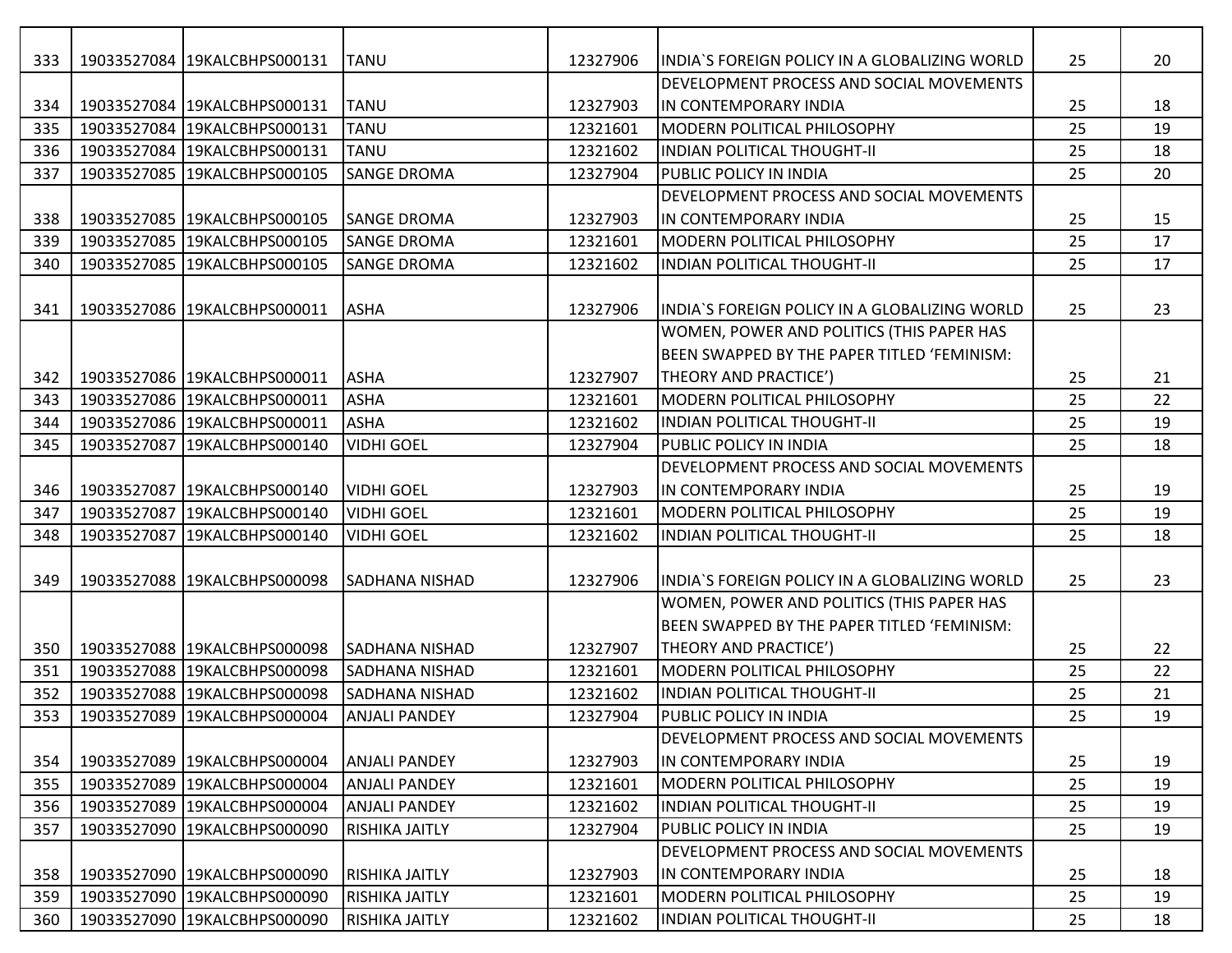| 333 | 19033527084 | 19KALCBHPS000131 | TANU | 12327906 | INDIA`S FOREIGN POLICY IN A GLOBALIZING WORLD | 25 | 20 |
|---|---|---|---|---|---|---|---|
| 334 | 19033527084 | 19KALCBHPS000131 | TANU | 12327903 | DEVELOPMENT PROCESS AND SOCIAL MOVEMENTS IN CONTEMPORARY INDIA | 25 | 18 |
| 335 | 19033527084 | 19KALCBHPS000131 | TANU | 12321601 | MODERN POLITICAL PHILOSOPHY | 25 | 19 |
| 336 | 19033527084 | 19KALCBHPS000131 | TANU | 12321602 | INDIAN POLITICAL THOUGHT-II | 25 | 18 |
| 337 | 19033527085 | 19KALCBHPS000105 | SANGE DROMA | 12327904 | PUBLIC POLICY IN INDIA | 25 | 20 |
| 338 | 19033527085 | 19KALCBHPS000105 | SANGE DROMA | 12327903 | DEVELOPMENT PROCESS AND SOCIAL MOVEMENTS IN CONTEMPORARY INDIA | 25 | 15 |
| 339 | 19033527085 | 19KALCBHPS000105 | SANGE DROMA | 12321601 | MODERN POLITICAL PHILOSOPHY | 25 | 17 |
| 340 | 19033527085 | 19KALCBHPS000105 | SANGE DROMA | 12321602 | INDIAN POLITICAL THOUGHT-II | 25 | 17 |
| 341 | 19033527086 | 19KALCBHPS000011 | ASHA | 12327906 | INDIA`S FOREIGN POLICY IN A GLOBALIZING WORLD | 25 | 23 |
| 342 | 19033527086 | 19KALCBHPS000011 | ASHA | 12327907 | WOMEN, POWER AND POLITICS (THIS PAPER HAS BEEN SWAPPED BY THE PAPER TITLED 'FEMINISM: THEORY AND PRACTICE') | 25 | 21 |
| 343 | 19033527086 | 19KALCBHPS000011 | ASHA | 12321601 | MODERN POLITICAL PHILOSOPHY | 25 | 22 |
| 344 | 19033527086 | 19KALCBHPS000011 | ASHA | 12321602 | INDIAN POLITICAL THOUGHT-II | 25 | 19 |
| 345 | 19033527087 | 19KALCBHPS000140 | VIDHI GOEL | 12327904 | PUBLIC POLICY IN INDIA | 25 | 18 |
| 346 | 19033527087 | 19KALCBHPS000140 | VIDHI GOEL | 12327903 | DEVELOPMENT PROCESS AND SOCIAL MOVEMENTS IN CONTEMPORARY INDIA | 25 | 19 |
| 347 | 19033527087 | 19KALCBHPS000140 | VIDHI GOEL | 12321601 | MODERN POLITICAL PHILOSOPHY | 25 | 19 |
| 348 | 19033527087 | 19KALCBHPS000140 | VIDHI GOEL | 12321602 | INDIAN POLITICAL THOUGHT-II | 25 | 18 |
| 349 | 19033527088 | 19KALCBHPS000098 | SADHANA NISHAD | 12327906 | INDIA`S FOREIGN POLICY IN A GLOBALIZING WORLD | 25 | 23 |
| 350 | 19033527088 | 19KALCBHPS000098 | SADHANA NISHAD | 12327907 | WOMEN, POWER AND POLITICS (THIS PAPER HAS BEEN SWAPPED BY THE PAPER TITLED 'FEMINISM: THEORY AND PRACTICE') | 25 | 22 |
| 351 | 19033527088 | 19KALCBHPS000098 | SADHANA NISHAD | 12321601 | MODERN POLITICAL PHILOSOPHY | 25 | 22 |
| 352 | 19033527088 | 19KALCBHPS000098 | SADHANA NISHAD | 12321602 | INDIAN POLITICAL THOUGHT-II | 25 | 21 |
| 353 | 19033527089 | 19KALCBHPS000004 | ANJALI PANDEY | 12327904 | PUBLIC POLICY IN INDIA | 25 | 19 |
| 354 | 19033527089 | 19KALCBHPS000004 | ANJALI PANDEY | 12327903 | DEVELOPMENT PROCESS AND SOCIAL MOVEMENTS IN CONTEMPORARY INDIA | 25 | 19 |
| 355 | 19033527089 | 19KALCBHPS000004 | ANJALI PANDEY | 12321601 | MODERN POLITICAL PHILOSOPHY | 25 | 19 |
| 356 | 19033527089 | 19KALCBHPS000004 | ANJALI PANDEY | 12321602 | INDIAN POLITICAL THOUGHT-II | 25 | 19 |
| 357 | 19033527090 | 19KALCBHPS000090 | RISHIKA JAITLY | 12327904 | PUBLIC POLICY IN INDIA | 25 | 19 |
| 358 | 19033527090 | 19KALCBHPS000090 | RISHIKA JAITLY | 12327903 | DEVELOPMENT PROCESS AND SOCIAL MOVEMENTS IN CONTEMPORARY INDIA | 25 | 18 |
| 359 | 19033527090 | 19KALCBHPS000090 | RISHIKA JAITLY | 12321601 | MODERN POLITICAL PHILOSOPHY | 25 | 19 |
| 360 | 19033527090 | 19KALCBHPS000090 | RISHIKA JAITLY | 12321602 | INDIAN POLITICAL THOUGHT-II | 25 | 18 |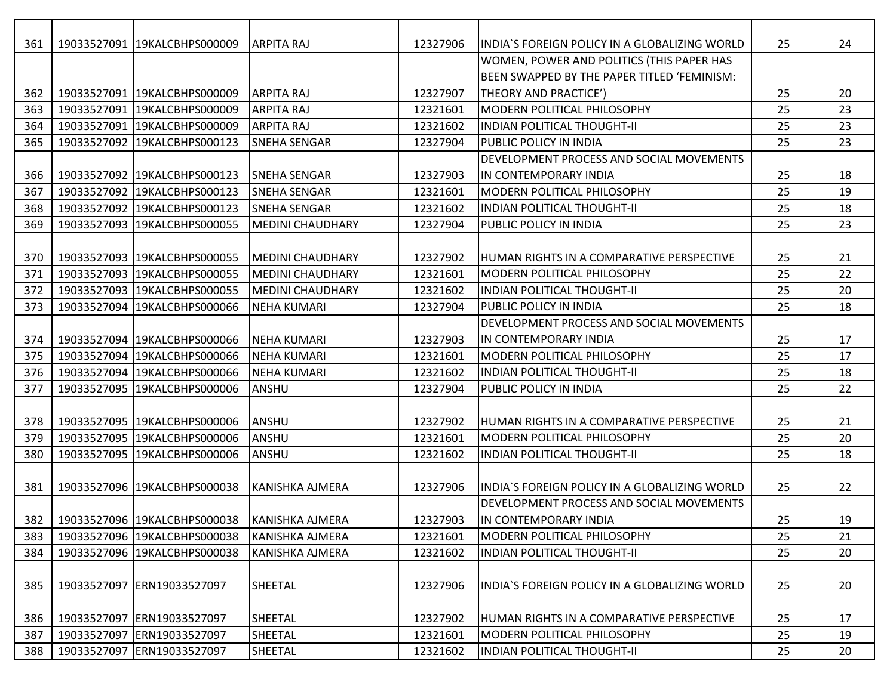| | | | | | | | |
|---|---|---|---|---|---|---|---|
| 361 | 19033527091 | 19KALCBHPS000009 | ARPITA RAJ | 12327906 | INDIA`S FOREIGN POLICY IN A GLOBALIZING WORLD | 25 | 24 |
| 362 | 19033527091 | 19KALCBHPS000009 | ARPITA RAJ | 12327907 | WOMEN, POWER AND POLITICS (THIS PAPER HAS BEEN SWAPPED BY THE PAPER TITLED ‘FEMINISM: THEORY AND PRACTICE’) | 25 | 20 |
| 363 | 19033527091 | 19KALCBHPS000009 | ARPITA RAJ | 12321601 | MODERN POLITICAL PHILOSOPHY | 25 | 23 |
| 364 | 19033527091 | 19KALCBHPS000009 | ARPITA RAJ | 12321602 | INDIAN POLITICAL THOUGHT-II | 25 | 23 |
| 365 | 19033527092 | 19KALCBHPS000123 | SNEHA SENGAR | 12327904 | PUBLIC POLICY IN INDIA | 25 | 23 |
| 366 | 19033527092 | 19KALCBHPS000123 | SNEHA SENGAR | 12327903 | DEVELOPMENT PROCESS AND SOCIAL MOVEMENTS IN CONTEMPORARY INDIA | 25 | 18 |
| 367 | 19033527092 | 19KALCBHPS000123 | SNEHA SENGAR | 12321601 | MODERN POLITICAL PHILOSOPHY | 25 | 19 |
| 368 | 19033527092 | 19KALCBHPS000123 | SNEHA SENGAR | 12321602 | INDIAN POLITICAL THOUGHT-II | 25 | 18 |
| 369 | 19033527093 | 19KALCBHPS000055 | MEDINI CHAUDHARY | 12327904 | PUBLIC POLICY IN INDIA | 25 | 23 |
| 370 | 19033527093 | 19KALCBHPS000055 | MEDINI CHAUDHARY | 12327902 | HUMAN RIGHTS IN A COMPARATIVE PERSPECTIVE | 25 | 21 |
| 371 | 19033527093 | 19KALCBHPS000055 | MEDINI CHAUDHARY | 12321601 | MODERN POLITICAL PHILOSOPHY | 25 | 22 |
| 372 | 19033527093 | 19KALCBHPS000055 | MEDINI CHAUDHARY | 12321602 | INDIAN POLITICAL THOUGHT-II | 25 | 20 |
| 373 | 19033527094 | 19KALCBHPS000066 | NEHA KUMARI | 12327904 | PUBLIC POLICY IN INDIA | 25 | 18 |
| 374 | 19033527094 | 19KALCBHPS000066 | NEHA KUMARI | 12327903 | DEVELOPMENT PROCESS AND SOCIAL MOVEMENTS IN CONTEMPORARY INDIA | 25 | 17 |
| 375 | 19033527094 | 19KALCBHPS000066 | NEHA KUMARI | 12321601 | MODERN POLITICAL PHILOSOPHY | 25 | 17 |
| 376 | 19033527094 | 19KALCBHPS000066 | NEHA KUMARI | 12321602 | INDIAN POLITICAL THOUGHT-II | 25 | 18 |
| 377 | 19033527095 | 19KALCBHPS000006 | ANSHU | 12327904 | PUBLIC POLICY IN INDIA | 25 | 22 |
| 378 | 19033527095 | 19KALCBHPS000006 | ANSHU | 12327902 | HUMAN RIGHTS IN A COMPARATIVE PERSPECTIVE | 25 | 21 |
| 379 | 19033527095 | 19KALCBHPS000006 | ANSHU | 12321601 | MODERN POLITICAL PHILOSOPHY | 25 | 20 |
| 380 | 19033527095 | 19KALCBHPS000006 | ANSHU | 12321602 | INDIAN POLITICAL THOUGHT-II | 25 | 18 |
| 381 | 19033527096 | 19KALCBHPS000038 | KANISHKA AJMERA | 12327906 | INDIA`S FOREIGN POLICY IN A GLOBALIZING WORLD | 25 | 22 |
| 382 | 19033527096 | 19KALCBHPS000038 | KANISHKA AJMERA | 12327903 | DEVELOPMENT PROCESS AND SOCIAL MOVEMENTS IN CONTEMPORARY INDIA | 25 | 19 |
| 383 | 19033527096 | 19KALCBHPS000038 | KANISHKA AJMERA | 12321601 | MODERN POLITICAL PHILOSOPHY | 25 | 21 |
| 384 | 19033527096 | 19KALCBHPS000038 | KANISHKA AJMERA | 12321602 | INDIAN POLITICAL THOUGHT-II | 25 | 20 |
| 385 | 19033527097 | ERN19033527097 | SHEETAL | 12327906 | INDIA`S FOREIGN POLICY IN A GLOBALIZING WORLD | 25 | 20 |
| 386 | 19033527097 | ERN19033527097 | SHEETAL | 12327902 | HUMAN RIGHTS IN A COMPARATIVE PERSPECTIVE | 25 | 17 |
| 387 | 19033527097 | ERN19033527097 | SHEETAL | 12321601 | MODERN POLITICAL PHILOSOPHY | 25 | 19 |
| 388 | 19033527097 | ERN19033527097 | SHEETAL | 12321602 | INDIAN POLITICAL THOUGHT-II | 25 | 20 |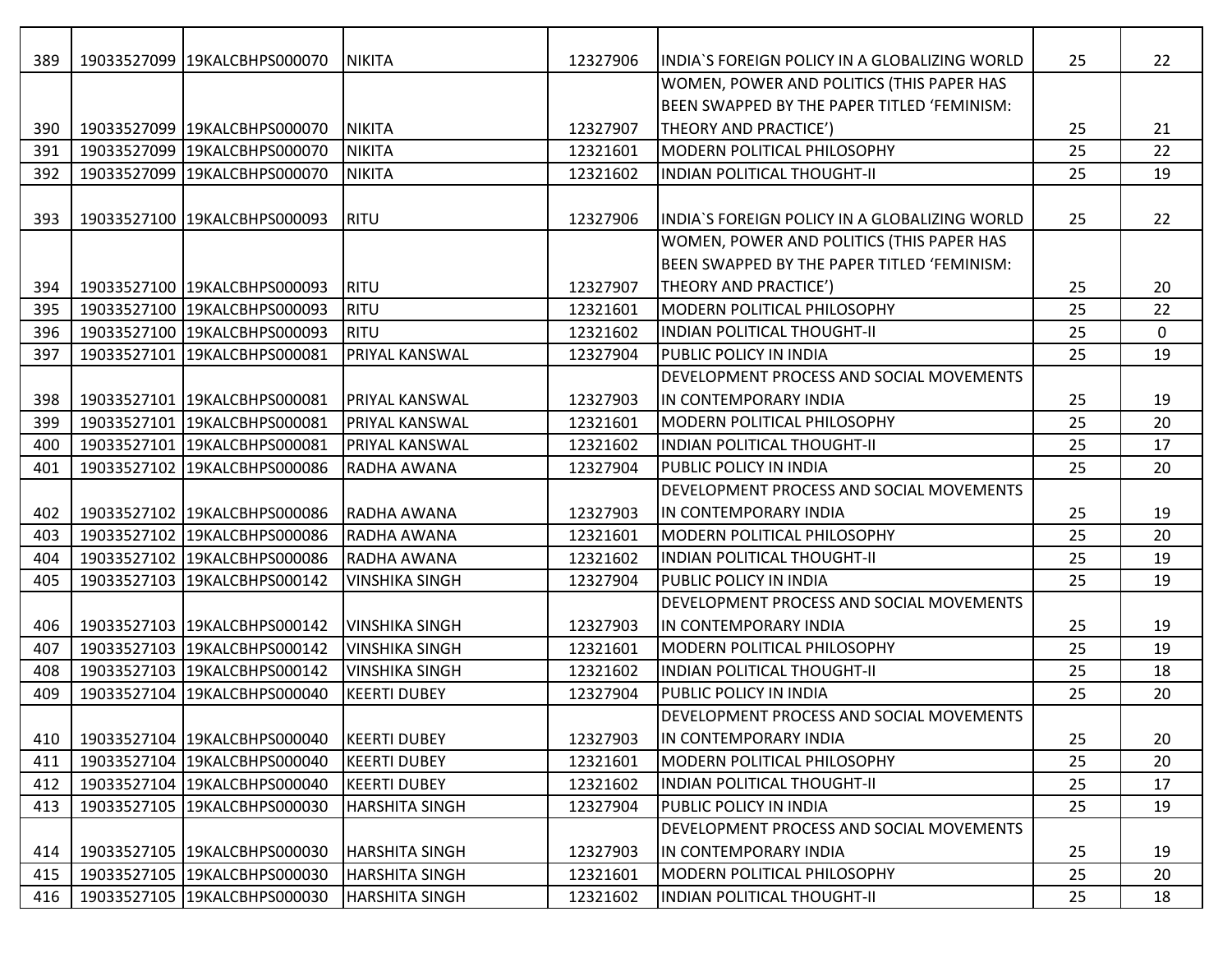| 389 | 19033527099 | 19KALCBHPS000070 | NIKITA | 12327906 | INDIA`S FOREIGN POLICY IN A GLOBALIZING WORLD | 25 | 22 |
|---|---|---|---|---|---|---|---|
| 390 | 19033527099 | 19KALCBHPS000070 | NIKITA | 12327907 | WOMEN, POWER AND POLITICS (THIS PAPER HAS BEEN SWAPPED BY THE PAPER TITLED 'FEMINISM: THEORY AND PRACTICE') | 25 | 21 |
| 391 | 19033527099 | 19KALCBHPS000070 | NIKITA | 12321601 | MODERN POLITICAL PHILOSOPHY | 25 | 22 |
| 392 | 19033527099 | 19KALCBHPS000070 | NIKITA | 12321602 | INDIAN POLITICAL THOUGHT-II | 25 | 19 |
| 393 | 19033527100 | 19KALCBHPS000093 | RITU | 12327906 | INDIA`S FOREIGN POLICY IN A GLOBALIZING WORLD | 25 | 22 |
| 394 | 19033527100 | 19KALCBHPS000093 | RITU | 12327907 | WOMEN, POWER AND POLITICS (THIS PAPER HAS BEEN SWAPPED BY THE PAPER TITLED 'FEMINISM: THEORY AND PRACTICE') | 25 | 20 |
| 395 | 19033527100 | 19KALCBHPS000093 | RITU | 12321601 | MODERN POLITICAL PHILOSOPHY | 25 | 22 |
| 396 | 19033527100 | 19KALCBHPS000093 | RITU | 12321602 | INDIAN POLITICAL THOUGHT-II | 25 | 0 |
| 397 | 19033527101 | 19KALCBHPS000081 | PRIYAL KANSWAL | 12327904 | PUBLIC POLICY IN INDIA | 25 | 19 |
| 398 | 19033527101 | 19KALCBHPS000081 | PRIYAL KANSWAL | 12327903 | DEVELOPMENT PROCESS AND SOCIAL MOVEMENTS IN CONTEMPORARY INDIA | 25 | 19 |
| 399 | 19033527101 | 19KALCBHPS000081 | PRIYAL KANSWAL | 12321601 | MODERN POLITICAL PHILOSOPHY | 25 | 20 |
| 400 | 19033527101 | 19KALCBHPS000081 | PRIYAL KANSWAL | 12321602 | INDIAN POLITICAL THOUGHT-II | 25 | 17 |
| 401 | 19033527102 | 19KALCBHPS000086 | RADHA AWANA | 12327904 | PUBLIC POLICY IN INDIA | 25 | 20 |
| 402 | 19033527102 | 19KALCBHPS000086 | RADHA AWANA | 12327903 | DEVELOPMENT PROCESS AND SOCIAL MOVEMENTS IN CONTEMPORARY INDIA | 25 | 19 |
| 403 | 19033527102 | 19KALCBHPS000086 | RADHA AWANA | 12321601 | MODERN POLITICAL PHILOSOPHY | 25 | 20 |
| 404 | 19033527102 | 19KALCBHPS000086 | RADHA AWANA | 12321602 | INDIAN POLITICAL THOUGHT-II | 25 | 19 |
| 405 | 19033527103 | 19KALCBHPS000142 | VINSHIKA SINGH | 12327904 | PUBLIC POLICY IN INDIA | 25 | 19 |
| 406 | 19033527103 | 19KALCBHPS000142 | VINSHIKA SINGH | 12327903 | DEVELOPMENT PROCESS AND SOCIAL MOVEMENTS IN CONTEMPORARY INDIA | 25 | 19 |
| 407 | 19033527103 | 19KALCBHPS000142 | VINSHIKA SINGH | 12321601 | MODERN POLITICAL PHILOSOPHY | 25 | 19 |
| 408 | 19033527103 | 19KALCBHPS000142 | VINSHIKA SINGH | 12321602 | INDIAN POLITICAL THOUGHT-II | 25 | 18 |
| 409 | 19033527104 | 19KALCBHPS000040 | KEERTI DUBEY | 12327904 | PUBLIC POLICY IN INDIA | 25 | 20 |
| 410 | 19033527104 | 19KALCBHPS000040 | KEERTI DUBEY | 12327903 | DEVELOPMENT PROCESS AND SOCIAL MOVEMENTS IN CONTEMPORARY INDIA | 25 | 20 |
| 411 | 19033527104 | 19KALCBHPS000040 | KEERTI DUBEY | 12321601 | MODERN POLITICAL PHILOSOPHY | 25 | 20 |
| 412 | 19033527104 | 19KALCBHPS000040 | KEERTI DUBEY | 12321602 | INDIAN POLITICAL THOUGHT-II | 25 | 17 |
| 413 | 19033527105 | 19KALCBHPS000030 | HARSHITA SINGH | 12327904 | PUBLIC POLICY IN INDIA | 25 | 19 |
| 414 | 19033527105 | 19KALCBHPS000030 | HARSHITA SINGH | 12327903 | DEVELOPMENT PROCESS AND SOCIAL MOVEMENTS IN CONTEMPORARY INDIA | 25 | 19 |
| 415 | 19033527105 | 19KALCBHPS000030 | HARSHITA SINGH | 12321601 | MODERN POLITICAL PHILOSOPHY | 25 | 20 |
| 416 | 19033527105 | 19KALCBHPS000030 | HARSHITA SINGH | 12321602 | INDIAN POLITICAL THOUGHT-II | 25 | 18 |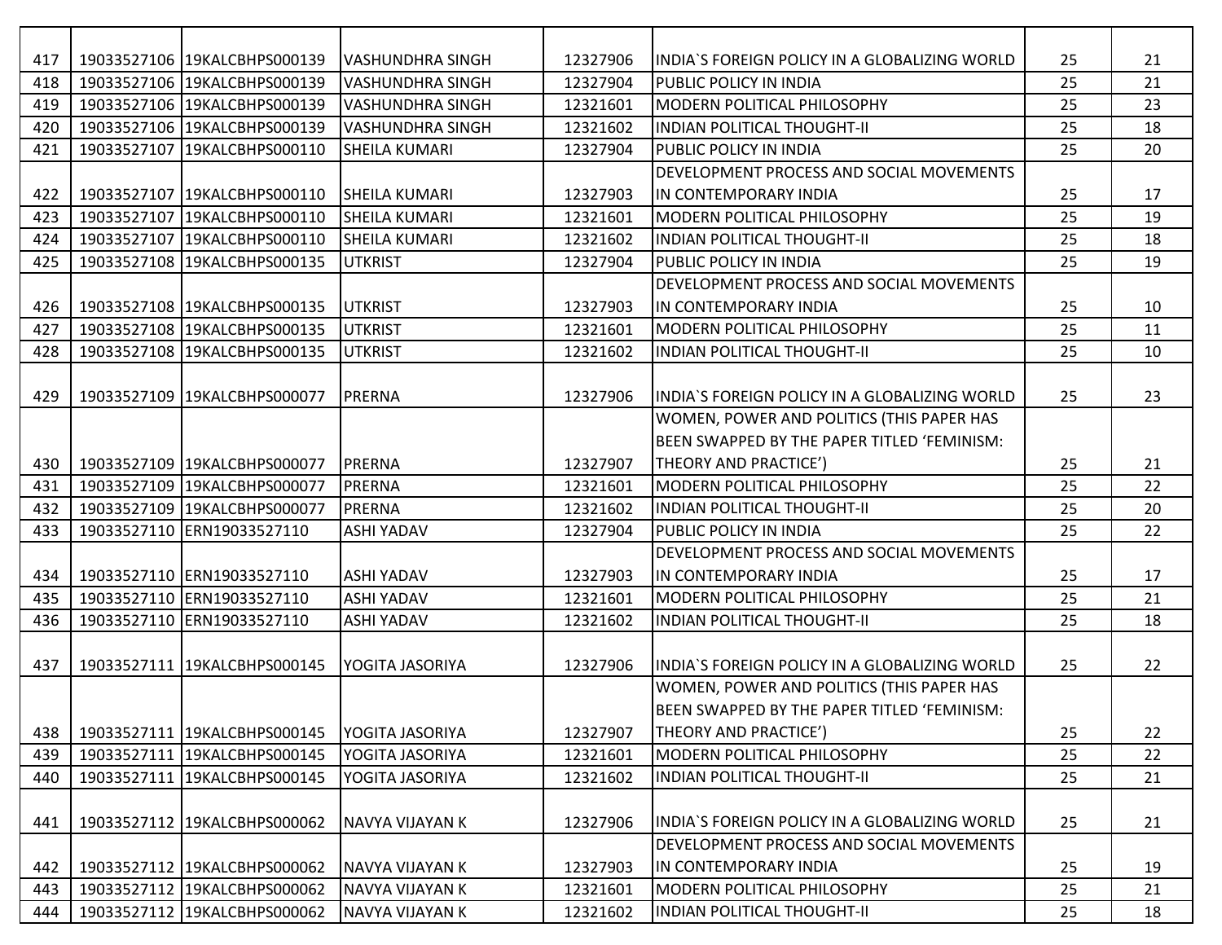| 417 | 19033527106 | 19KALCBHPS000139 | VASHUNDHRA SINGH | 12327906 | INDIA`S FOREIGN POLICY IN A GLOBALIZING WORLD | 25 | 21 |
|---|---|---|---|---|---|---|---|
| 418 | 19033527106 | 19KALCBHPS000139 | VASHUNDHRA SINGH | 12327904 | PUBLIC POLICY IN INDIA | 25 | 21 |
| 419 | 19033527106 | 19KALCBHPS000139 | VASHUNDHRA SINGH | 12321601 | MODERN POLITICAL PHILOSOPHY | 25 | 23 |
| 420 | 19033527106 | 19KALCBHPS000139 | VASHUNDHRA SINGH | 12321602 | INDIAN POLITICAL THOUGHT-II | 25 | 18 |
| 421 | 19033527107 | 19KALCBHPS000110 | SHEILA KUMARI | 12327904 | PUBLIC POLICY IN INDIA | 25 | 20 |
| 422 | 19033527107 | 19KALCBHPS000110 | SHEILA KUMARI | 12327903 | DEVELOPMENT PROCESS AND SOCIAL MOVEMENTS IN CONTEMPORARY INDIA | 25 | 17 |
| 423 | 19033527107 | 19KALCBHPS000110 | SHEILA KUMARI | 12321601 | MODERN POLITICAL PHILOSOPHY | 25 | 19 |
| 424 | 19033527107 | 19KALCBHPS000110 | SHEILA KUMARI | 12321602 | INDIAN POLITICAL THOUGHT-II | 25 | 18 |
| 425 | 19033527108 | 19KALCBHPS000135 | UTKRIST | 12327904 | PUBLIC POLICY IN INDIA | 25 | 19 |
| 426 | 19033527108 | 19KALCBHPS000135 | UTKRIST | 12327903 | DEVELOPMENT PROCESS AND SOCIAL MOVEMENTS IN CONTEMPORARY INDIA | 25 | 10 |
| 427 | 19033527108 | 19KALCBHPS000135 | UTKRIST | 12321601 | MODERN POLITICAL PHILOSOPHY | 25 | 11 |
| 428 | 19033527108 | 19KALCBHPS000135 | UTKRIST | 12321602 | INDIAN POLITICAL THOUGHT-II | 25 | 10 |
| 429 | 19033527109 | 19KALCBHPS000077 | PRERNA | 12327906 | INDIA`S FOREIGN POLICY IN A GLOBALIZING WORLD | 25 | 23 |
| 430 | 19033527109 | 19KALCBHPS000077 | PRERNA | 12327907 | WOMEN, POWER AND POLITICS (THIS PAPER HAS BEEN SWAPPED BY THE PAPER TITLED 'FEMINISM: THEORY AND PRACTICE') | 25 | 21 |
| 431 | 19033527109 | 19KALCBHPS000077 | PRERNA | 12321601 | MODERN POLITICAL PHILOSOPHY | 25 | 22 |
| 432 | 19033527109 | 19KALCBHPS000077 | PRERNA | 12321602 | INDIAN POLITICAL THOUGHT-II | 25 | 20 |
| 433 | 19033527110 | ERN19033527110 | ASHI YADAV | 12327904 | PUBLIC POLICY IN INDIA | 25 | 22 |
| 434 | 19033527110 | ERN19033527110 | ASHI YADAV | 12327903 | DEVELOPMENT PROCESS AND SOCIAL MOVEMENTS IN CONTEMPORARY INDIA | 25 | 17 |
| 435 | 19033527110 | ERN19033527110 | ASHI YADAV | 12321601 | MODERN POLITICAL PHILOSOPHY | 25 | 21 |
| 436 | 19033527110 | ERN19033527110 | ASHI YADAV | 12321602 | INDIAN POLITICAL THOUGHT-II | 25 | 18 |
| 437 | 19033527111 | 19KALCBHPS000145 | YOGITA JASORIYA | 12327906 | INDIA`S FOREIGN POLICY IN A GLOBALIZING WORLD | 25 | 22 |
| 438 | 19033527111 | 19KALCBHPS000145 | YOGITA JASORIYA | 12327907 | WOMEN, POWER AND POLITICS (THIS PAPER HAS BEEN SWAPPED BY THE PAPER TITLED 'FEMINISM: THEORY AND PRACTICE') | 25 | 22 |
| 439 | 19033527111 | 19KALCBHPS000145 | YOGITA JASORIYA | 12321601 | MODERN POLITICAL PHILOSOPHY | 25 | 22 |
| 440 | 19033527111 | 19KALCBHPS000145 | YOGITA JASORIYA | 12321602 | INDIAN POLITICAL THOUGHT-II | 25 | 21 |
| 441 | 19033527112 | 19KALCBHPS000062 | NAVYA VIJAYAN K | 12327906 | INDIA`S FOREIGN POLICY IN A GLOBALIZING WORLD | 25 | 21 |
| 442 | 19033527112 | 19KALCBHPS000062 | NAVYA VIJAYAN K | 12327903 | DEVELOPMENT PROCESS AND SOCIAL MOVEMENTS IN CONTEMPORARY INDIA | 25 | 19 |
| 443 | 19033527112 | 19KALCBHPS000062 | NAVYA VIJAYAN K | 12321601 | MODERN POLITICAL PHILOSOPHY | 25 | 21 |
| 444 | 19033527112 | 19KALCBHPS000062 | NAVYA VIJAYAN K | 12321602 | INDIAN POLITICAL THOUGHT-II | 25 | 18 |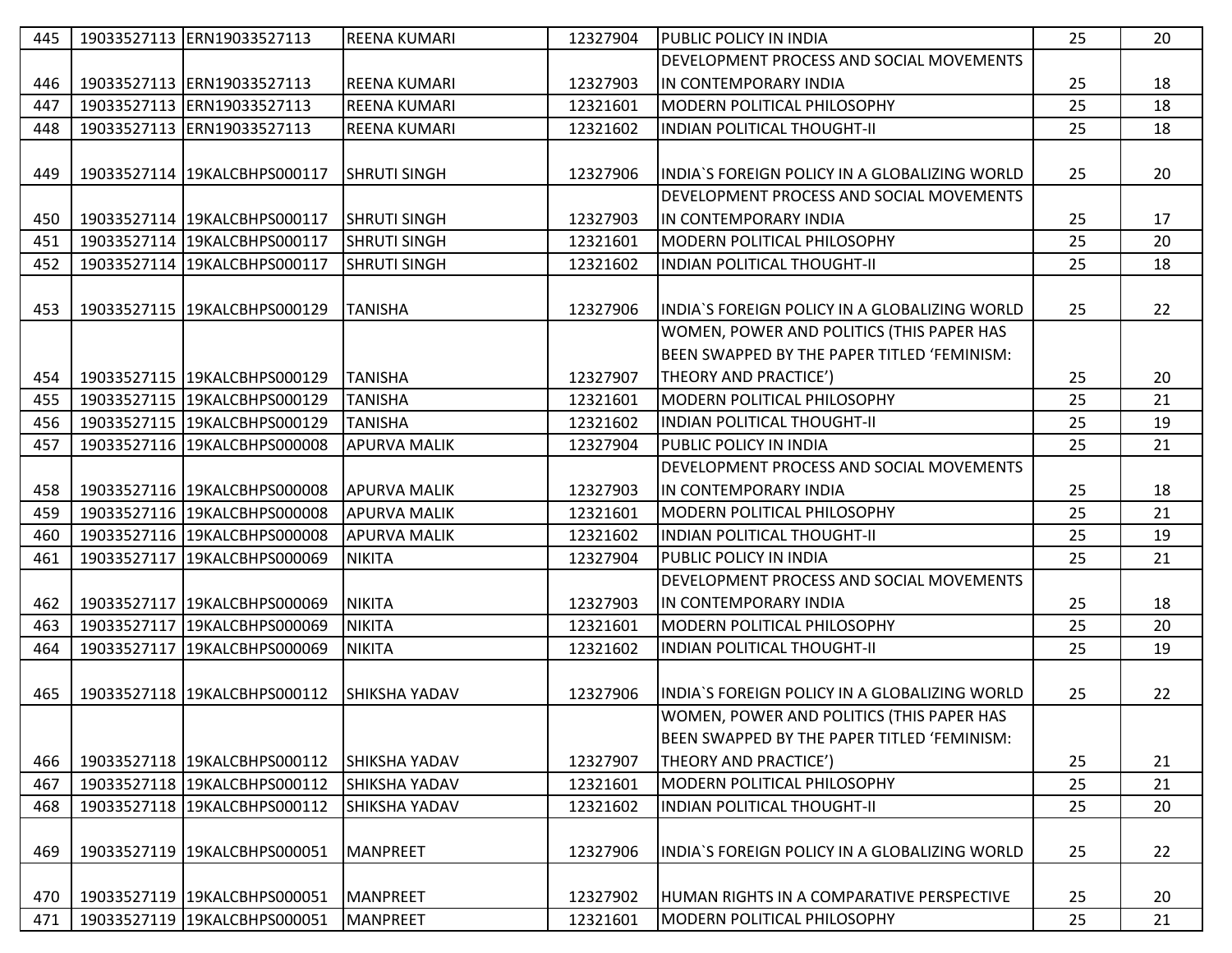| 445 | 19033527113 | ERN19033527113 | REENA KUMARI | 12327904 | PUBLIC POLICY IN INDIA | 25 | 20 |
|---|---|---|---|---|---|---|---|
| 446 | 19033527113 | ERN19033527113 | REENA KUMARI | 12327903 | DEVELOPMENT PROCESS AND SOCIAL MOVEMENTS IN CONTEMPORARY INDIA | 25 | 18 |
| 447 | 19033527113 | ERN19033527113 | REENA KUMARI | 12321601 | MODERN POLITICAL PHILOSOPHY | 25 | 18 |
| 448 | 19033527113 | ERN19033527113 | REENA KUMARI | 12321602 | INDIAN POLITICAL THOUGHT-II | 25 | 18 |
| 449 | 19033527114 | 19KALCBHPS000117 | SHRUTI SINGH | 12327906 | INDIA`S FOREIGN POLICY IN A GLOBALIZING WORLD | 25 | 20 |
| 450 | 19033527114 | 19KALCBHPS000117 | SHRUTI SINGH | 12327903 | DEVELOPMENT PROCESS AND SOCIAL MOVEMENTS IN CONTEMPORARY INDIA | 25 | 17 |
| 451 | 19033527114 | 19KALCBHPS000117 | SHRUTI SINGH | 12321601 | MODERN POLITICAL PHILOSOPHY | 25 | 20 |
| 452 | 19033527114 | 19KALCBHPS000117 | SHRUTI SINGH | 12321602 | INDIAN POLITICAL THOUGHT-II | 25 | 18 |
| 453 | 19033527115 | 19KALCBHPS000129 | TANISHA | 12327906 | INDIA`S FOREIGN POLICY IN A GLOBALIZING WORLD | 25 | 22 |
| 454 | 19033527115 | 19KALCBHPS000129 | TANISHA | 12327907 | WOMEN, POWER AND POLITICS (THIS PAPER HAS BEEN SWAPPED BY THE PAPER TITLED 'FEMINISM: THEORY AND PRACTICE') | 25 | 20 |
| 455 | 19033527115 | 19KALCBHPS000129 | TANISHA | 12321601 | MODERN POLITICAL PHILOSOPHY | 25 | 21 |
| 456 | 19033527115 | 19KALCBHPS000129 | TANISHA | 12321602 | INDIAN POLITICAL THOUGHT-II | 25 | 19 |
| 457 | 19033527116 | 19KALCBHPS000008 | APURVA MALIK | 12327904 | PUBLIC POLICY IN INDIA | 25 | 21 |
| 458 | 19033527116 | 19KALCBHPS000008 | APURVA MALIK | 12327903 | DEVELOPMENT PROCESS AND SOCIAL MOVEMENTS IN CONTEMPORARY INDIA | 25 | 18 |
| 459 | 19033527116 | 19KALCBHPS000008 | APURVA MALIK | 12321601 | MODERN POLITICAL PHILOSOPHY | 25 | 21 |
| 460 | 19033527116 | 19KALCBHPS000008 | APURVA MALIK | 12321602 | INDIAN POLITICAL THOUGHT-II | 25 | 19 |
| 461 | 19033527117 | 19KALCBHPS000069 | NIKITA | 12327904 | PUBLIC POLICY IN INDIA | 25 | 21 |
| 462 | 19033527117 | 19KALCBHPS000069 | NIKITA | 12327903 | DEVELOPMENT PROCESS AND SOCIAL MOVEMENTS IN CONTEMPORARY INDIA | 25 | 18 |
| 463 | 19033527117 | 19KALCBHPS000069 | NIKITA | 12321601 | MODERN POLITICAL PHILOSOPHY | 25 | 20 |
| 464 | 19033527117 | 19KALCBHPS000069 | NIKITA | 12321602 | INDIAN POLITICAL THOUGHT-II | 25 | 19 |
| 465 | 19033527118 | 19KALCBHPS000112 | SHIKSHA YADAV | 12327906 | INDIA`S FOREIGN POLICY IN A GLOBALIZING WORLD | 25 | 22 |
| 466 | 19033527118 | 19KALCBHPS000112 | SHIKSHA YADAV | 12327907 | WOMEN, POWER AND POLITICS (THIS PAPER HAS BEEN SWAPPED BY THE PAPER TITLED 'FEMINISM: THEORY AND PRACTICE') | 25 | 21 |
| 467 | 19033527118 | 19KALCBHPS000112 | SHIKSHA YADAV | 12321601 | MODERN POLITICAL PHILOSOPHY | 25 | 21 |
| 468 | 19033527118 | 19KALCBHPS000112 | SHIKSHA YADAV | 12321602 | INDIAN POLITICAL THOUGHT-II | 25 | 20 |
| 469 | 19033527119 | 19KALCBHPS000051 | MANPREET | 12327906 | INDIA`S FOREIGN POLICY IN A GLOBALIZING WORLD | 25 | 22 |
| 470 | 19033527119 | 19KALCBHPS000051 | MANPREET | 12327902 | HUMAN RIGHTS IN A COMPARATIVE PERSPECTIVE | 25 | 20 |
| 471 | 19033527119 | 19KALCBHPS000051 | MANPREET | 12321601 | MODERN POLITICAL PHILOSOPHY | 25 | 21 |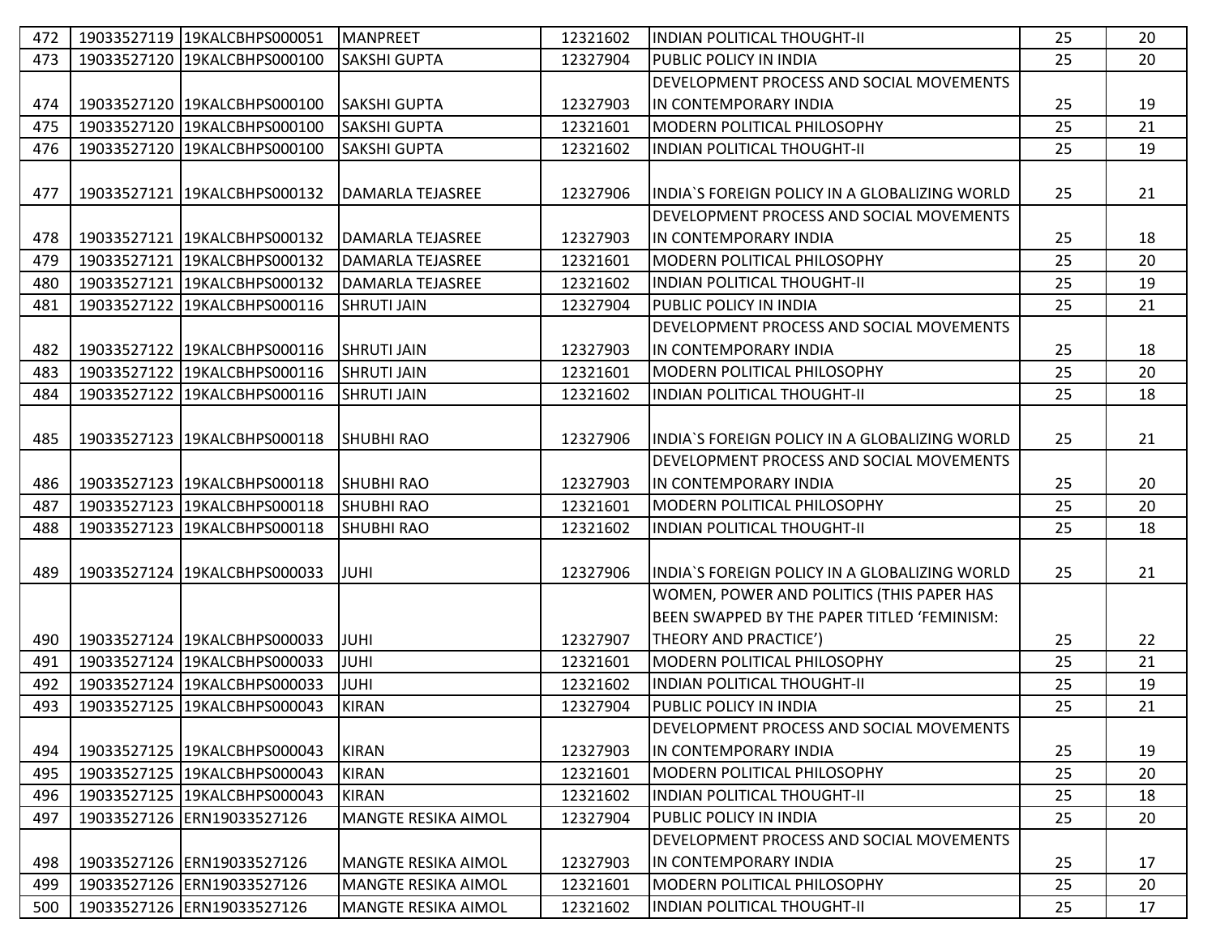| 472 | 19033527119 | 19KALCBHPS000051 | MANPREET | 12321602 | INDIAN POLITICAL THOUGHT-II | 25 | 20 |
|---|---|---|---|---|---|---|---|
| 473 | 19033527120 | 19KALCBHPS000100 | SAKSHI GUPTA | 12327904 | PUBLIC POLICY IN INDIA | 25 | 20 |
| 474 | 19033527120 | 19KALCBHPS000100 | SAKSHI GUPTA | 12327903 | DEVELOPMENT PROCESS AND SOCIAL MOVEMENTS IN CONTEMPORARY INDIA | 25 | 19 |
| 475 | 19033527120 | 19KALCBHPS000100 | SAKSHI GUPTA | 12321601 | MODERN POLITICAL PHILOSOPHY | 25 | 21 |
| 476 | 19033527120 | 19KALCBHPS000100 | SAKSHI GUPTA | 12321602 | INDIAN POLITICAL THOUGHT-II | 25 | 19 |
| 477 | 19033527121 | 19KALCBHPS000132 | DAMARLA TEJASREE | 12327906 | INDIA`S FOREIGN POLICY IN A GLOBALIZING WORLD | 25 | 21 |
| 478 | 19033527121 | 19KALCBHPS000132 | DAMARLA TEJASREE | 12327903 | DEVELOPMENT PROCESS AND SOCIAL MOVEMENTS IN CONTEMPORARY INDIA | 25 | 18 |
| 479 | 19033527121 | 19KALCBHPS000132 | DAMARLA TEJASREE | 12321601 | MODERN POLITICAL PHILOSOPHY | 25 | 20 |
| 480 | 19033527121 | 19KALCBHPS000132 | DAMARLA TEJASREE | 12321602 | INDIAN POLITICAL THOUGHT-II | 25 | 19 |
| 481 | 19033527122 | 19KALCBHPS000116 | SHRUTI JAIN | 12327904 | PUBLIC POLICY IN INDIA | 25 | 21 |
| 482 | 19033527122 | 19KALCBHPS000116 | SHRUTI JAIN | 12327903 | DEVELOPMENT PROCESS AND SOCIAL MOVEMENTS IN CONTEMPORARY INDIA | 25 | 18 |
| 483 | 19033527122 | 19KALCBHPS000116 | SHRUTI JAIN | 12321601 | MODERN POLITICAL PHILOSOPHY | 25 | 20 |
| 484 | 19033527122 | 19KALCBHPS000116 | SHRUTI JAIN | 12321602 | INDIAN POLITICAL THOUGHT-II | 25 | 18 |
| 485 | 19033527123 | 19KALCBHPS000118 | SHUBHI RAO | 12327906 | INDIA`S FOREIGN POLICY IN A GLOBALIZING WORLD | 25 | 21 |
| 486 | 19033527123 | 19KALCBHPS000118 | SHUBHI RAO | 12327903 | DEVELOPMENT PROCESS AND SOCIAL MOVEMENTS IN CONTEMPORARY INDIA | 25 | 20 |
| 487 | 19033527123 | 19KALCBHPS000118 | SHUBHI RAO | 12321601 | MODERN POLITICAL PHILOSOPHY | 25 | 20 |
| 488 | 19033527123 | 19KALCBHPS000118 | SHUBHI RAO | 12321602 | INDIAN POLITICAL THOUGHT-II | 25 | 18 |
| 489 | 19033527124 | 19KALCBHPS000033 | JUHI | 12327906 | INDIA`S FOREIGN POLICY IN A GLOBALIZING WORLD | 25 | 21 |
| 490 | 19033527124 | 19KALCBHPS000033 | JUHI | 12327907 | WOMEN, POWER AND POLITICS (THIS PAPER HAS BEEN SWAPPED BY THE PAPER TITLED ‘FEMINISM: THEORY AND PRACTICE’) | 25 | 22 |
| 491 | 19033527124 | 19KALCBHPS000033 | JUHI | 12321601 | MODERN POLITICAL PHILOSOPHY | 25 | 21 |
| 492 | 19033527124 | 19KALCBHPS000033 | JUHI | 12321602 | INDIAN POLITICAL THOUGHT-II | 25 | 19 |
| 493 | 19033527125 | 19KALCBHPS000043 | KIRAN | 12327904 | PUBLIC POLICY IN INDIA | 25 | 21 |
| 494 | 19033527125 | 19KALCBHPS000043 | KIRAN | 12327903 | DEVELOPMENT PROCESS AND SOCIAL MOVEMENTS IN CONTEMPORARY INDIA | 25 | 19 |
| 495 | 19033527125 | 19KALCBHPS000043 | KIRAN | 12321601 | MODERN POLITICAL PHILOSOPHY | 25 | 20 |
| 496 | 19033527125 | 19KALCBHPS000043 | KIRAN | 12321602 | INDIAN POLITICAL THOUGHT-II | 25 | 18 |
| 497 | 19033527126 | ERN19033527126 | MANGTE RESIKA AIMOL | 12327904 | PUBLIC POLICY IN INDIA | 25 | 20 |
| 498 | 19033527126 | ERN19033527126 | MANGTE RESIKA AIMOL | 12327903 | DEVELOPMENT PROCESS AND SOCIAL MOVEMENTS IN CONTEMPORARY INDIA | 25 | 17 |
| 499 | 19033527126 | ERN19033527126 | MANGTE RESIKA AIMOL | 12321601 | MODERN POLITICAL PHILOSOPHY | 25 | 20 |
| 500 | 19033527126 | ERN19033527126 | MANGTE RESIKA AIMOL | 12321602 | INDIAN POLITICAL THOUGHT-II | 25 | 17 |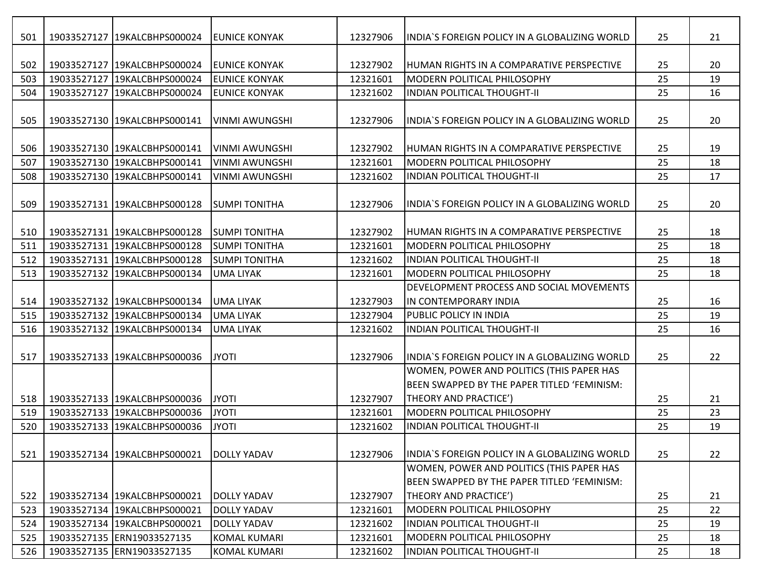| 501 | 19033527127 | 19KALCBHPS000024 | EUNICE KONYAK | 12327906 | INDIA`S FOREIGN POLICY IN A GLOBALIZING WORLD | 25 | 21 |
|---|---|---|---|---|---|---|---|
| 502 | 19033527127 | 19KALCBHPS000024 | EUNICE KONYAK | 12327902 | HUMAN RIGHTS IN A COMPARATIVE PERSPECTIVE | 25 | 20 |
| 503 | 19033527127 | 19KALCBHPS000024 | EUNICE KONYAK | 12321601 | MODERN POLITICAL PHILOSOPHY | 25 | 19 |
| 504 | 19033527127 | 19KALCBHPS000024 | EUNICE KONYAK | 12321602 | INDIAN POLITICAL THOUGHT-II | 25 | 16 |
| 505 | 19033527130 | 19KALCBHPS000141 | VINMI AWUNGSHI | 12327906 | INDIA`S FOREIGN POLICY IN A GLOBALIZING WORLD | 25 | 20 |
| 506 | 19033527130 | 19KALCBHPS000141 | VINMI AWUNGSHI | 12327902 | HUMAN RIGHTS IN A COMPARATIVE PERSPECTIVE | 25 | 19 |
| 507 | 19033527130 | 19KALCBHPS000141 | VINMI AWUNGSHI | 12321601 | MODERN POLITICAL PHILOSOPHY | 25 | 18 |
| 508 | 19033527130 | 19KALCBHPS000141 | VINMI AWUNGSHI | 12321602 | INDIAN POLITICAL THOUGHT-II | 25 | 17 |
| 509 | 19033527131 | 19KALCBHPS000128 | SUMPI TONITHA | 12327906 | INDIA`S FOREIGN POLICY IN A GLOBALIZING WORLD | 25 | 20 |
| 510 | 19033527131 | 19KALCBHPS000128 | SUMPI TONITHA | 12327902 | HUMAN RIGHTS IN A COMPARATIVE PERSPECTIVE | 25 | 18 |
| 511 | 19033527131 | 19KALCBHPS000128 | SUMPI TONITHA | 12321601 | MODERN POLITICAL PHILOSOPHY | 25 | 18 |
| 512 | 19033527131 | 19KALCBHPS000128 | SUMPI TONITHA | 12321602 | INDIAN POLITICAL THOUGHT-II | 25 | 18 |
| 513 | 19033527132 | 19KALCBHPS000134 | UMA LIYAK | 12321601 | MODERN POLITICAL PHILOSOPHY | 25 | 18 |
| 514 | 19033527132 | 19KALCBHPS000134 | UMA LIYAK | 12327903 | DEVELOPMENT PROCESS AND SOCIAL MOVEMENTS IN CONTEMPORARY INDIA | 25 | 16 |
| 515 | 19033527132 | 19KALCBHPS000134 | UMA LIYAK | 12327904 | PUBLIC POLICY IN INDIA | 25 | 19 |
| 516 | 19033527132 | 19KALCBHPS000134 | UMA LIYAK | 12321602 | INDIAN POLITICAL THOUGHT-II | 25 | 16 |
| 517 | 19033527133 | 19KALCBHPS000036 | JYOTI | 12327906 | INDIA`S FOREIGN POLICY IN A GLOBALIZING WORLD | 25 | 22 |
| 518 | 19033527133 | 19KALCBHPS000036 | JYOTI | 12327907 | WOMEN, POWER AND POLITICS (THIS PAPER HAS BEEN SWAPPED BY THE PAPER TITLED 'FEMINISM: THEORY AND PRACTICE') | 25 | 21 |
| 519 | 19033527133 | 19KALCBHPS000036 | JYOTI | 12321601 | MODERN POLITICAL PHILOSOPHY | 25 | 23 |
| 520 | 19033527133 | 19KALCBHPS000036 | JYOTI | 12321602 | INDIAN POLITICAL THOUGHT-II | 25 | 19 |
| 521 | 19033527134 | 19KALCBHPS000021 | DOLLY YADAV | 12327906 | INDIA`S FOREIGN POLICY IN A GLOBALIZING WORLD | 25 | 22 |
| 522 | 19033527134 | 19KALCBHPS000021 | DOLLY YADAV | 12327907 | WOMEN, POWER AND POLITICS (THIS PAPER HAS BEEN SWAPPED BY THE PAPER TITLED 'FEMINISM: THEORY AND PRACTICE') | 25 | 21 |
| 523 | 19033527134 | 19KALCBHPS000021 | DOLLY YADAV | 12321601 | MODERN POLITICAL PHILOSOPHY | 25 | 22 |
| 524 | 19033527134 | 19KALCBHPS000021 | DOLLY YADAV | 12321602 | INDIAN POLITICAL THOUGHT-II | 25 | 19 |
| 525 | 19033527135 | ERN19033527135 | KOMAL KUMARI | 12321601 | MODERN POLITICAL PHILOSOPHY | 25 | 18 |
| 526 | 19033527135 | ERN19033527135 | KOMAL KUMARI | 12321602 | INDIAN POLITICAL THOUGHT-II | 25 | 18 |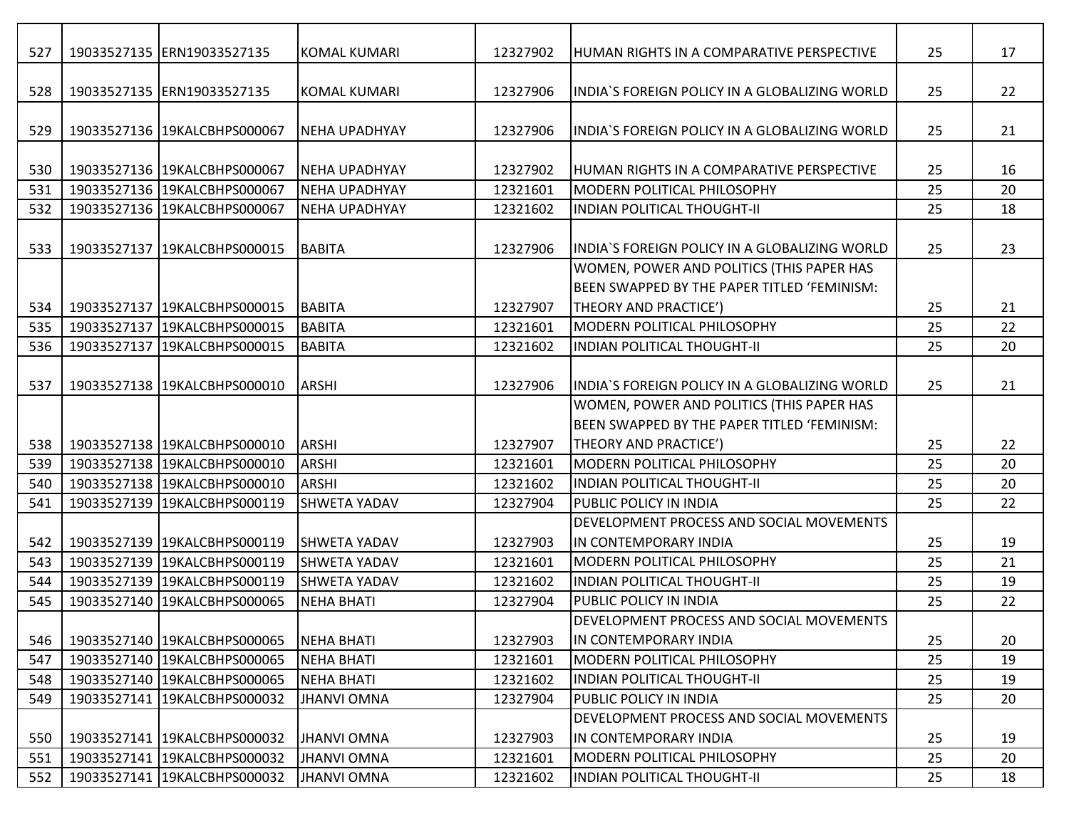| 527 | 19033527135 | ERN19033527135 | KOMAL KUMARI | 12327902 | HUMAN RIGHTS IN A COMPARATIVE PERSPECTIVE | 25 | 17 |
|---|---|---|---|---|---|---|---|
| 528 | 19033527135 | ERN19033527135 | KOMAL KUMARI | 12327906 | INDIA`S FOREIGN POLICY IN A GLOBALIZING WORLD | 25 | 22 |
| 529 | 19033527136 | 19KALCBHPS000067 | NEHA UPADHYAY | 12327906 | INDIA`S FOREIGN POLICY IN A GLOBALIZING WORLD | 25 | 21 |
| 530 | 19033527136 | 19KALCBHPS000067 | NEHA UPADHYAY | 12327902 | HUMAN RIGHTS IN A COMPARATIVE PERSPECTIVE | 25 | 16 |
| 531 | 19033527136 | 19KALCBHPS000067 | NEHA UPADHYAY | 12321601 | MODERN POLITICAL PHILOSOPHY | 25 | 20 |
| 532 | 19033527136 | 19KALCBHPS000067 | NEHA UPADHYAY | 12321602 | INDIAN POLITICAL THOUGHT-II | 25 | 18 |
| 533 | 19033527137 | 19KALCBHPS000015 | BABITA | 12327906 | INDIA`S FOREIGN POLICY IN A GLOBALIZING WORLD | 25 | 23 |
| 534 | 19033527137 | 19KALCBHPS000015 | BABITA | 12327907 | WOMEN, POWER AND POLITICS (THIS PAPER HAS BEEN SWAPPED BY THE PAPER TITLED 'FEMINISM: THEORY AND PRACTICE') | 25 | 21 |
| 535 | 19033527137 | 19KALCBHPS000015 | BABITA | 12321601 | MODERN POLITICAL PHILOSOPHY | 25 | 22 |
| 536 | 19033527137 | 19KALCBHPS000015 | BABITA | 12321602 | INDIAN POLITICAL THOUGHT-II | 25 | 20 |
| 537 | 19033527138 | 19KALCBHPS000010 | ARSHI | 12327906 | INDIA`S FOREIGN POLICY IN A GLOBALIZING WORLD | 25 | 21 |
| 538 | 19033527138 | 19KALCBHPS000010 | ARSHI | 12327907 | WOMEN, POWER AND POLITICS (THIS PAPER HAS BEEN SWAPPED BY THE PAPER TITLED 'FEMINISM: THEORY AND PRACTICE') | 25 | 22 |
| 539 | 19033527138 | 19KALCBHPS000010 | ARSHI | 12321601 | MODERN POLITICAL PHILOSOPHY | 25 | 20 |
| 540 | 19033527138 | 19KALCBHPS000010 | ARSHI | 12321602 | INDIAN POLITICAL THOUGHT-II | 25 | 20 |
| 541 | 19033527139 | 19KALCBHPS000119 | SHWETA YADAV | 12327904 | PUBLIC POLICY IN INDIA | 25 | 22 |
| 542 | 19033527139 | 19KALCBHPS000119 | SHWETA YADAV | 12327903 | DEVELOPMENT PROCESS AND SOCIAL MOVEMENTS IN CONTEMPORARY INDIA | 25 | 19 |
| 543 | 19033527139 | 19KALCBHPS000119 | SHWETA YADAV | 12321601 | MODERN POLITICAL PHILOSOPHY | 25 | 21 |
| 544 | 19033527139 | 19KALCBHPS000119 | SHWETA YADAV | 12321602 | INDIAN POLITICAL THOUGHT-II | 25 | 19 |
| 545 | 19033527140 | 19KALCBHPS000065 | NEHA BHATI | 12327904 | PUBLIC POLICY IN INDIA | 25 | 22 |
| 546 | 19033527140 | 19KALCBHPS000065 | NEHA BHATI | 12327903 | DEVELOPMENT PROCESS AND SOCIAL MOVEMENTS IN CONTEMPORARY INDIA | 25 | 20 |
| 547 | 19033527140 | 19KALCBHPS000065 | NEHA BHATI | 12321601 | MODERN POLITICAL PHILOSOPHY | 25 | 19 |
| 548 | 19033527140 | 19KALCBHPS000065 | NEHA BHATI | 12321602 | INDIAN POLITICAL THOUGHT-II | 25 | 19 |
| 549 | 19033527141 | 19KALCBHPS000032 | JHANVI OMNA | 12327904 | PUBLIC POLICY IN INDIA | 25 | 20 |
| 550 | 19033527141 | 19KALCBHPS000032 | JHANVI OMNA | 12327903 | DEVELOPMENT PROCESS AND SOCIAL MOVEMENTS IN CONTEMPORARY INDIA | 25 | 19 |
| 551 | 19033527141 | 19KALCBHPS000032 | JHANVI OMNA | 12321601 | MODERN POLITICAL PHILOSOPHY | 25 | 20 |
| 552 | 19033527141 | 19KALCBHPS000032 | JHANVI OMNA | 12321602 | INDIAN POLITICAL THOUGHT-II | 25 | 18 |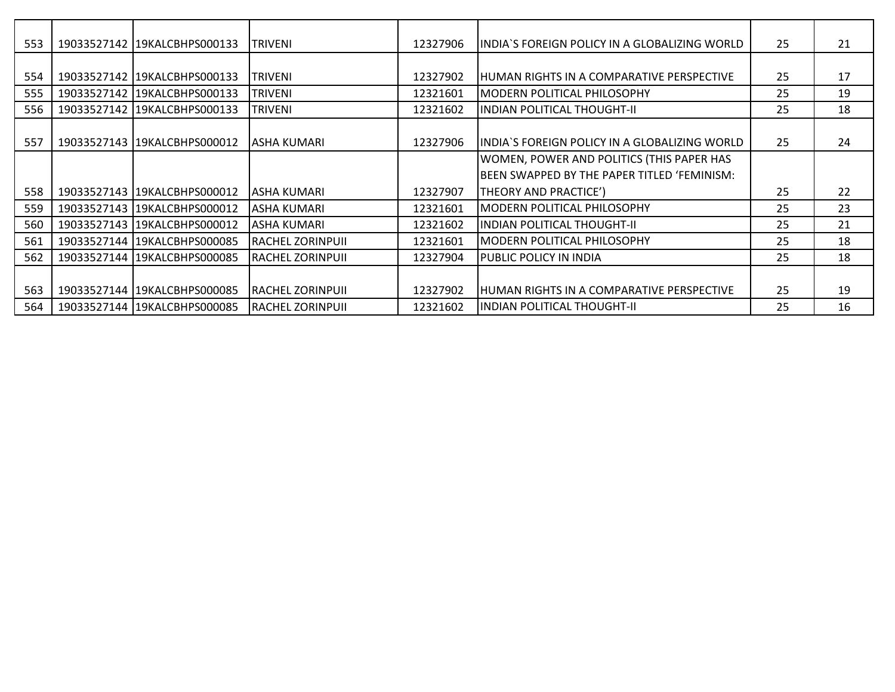| | | | | | | | |
|---|---|---|---|---|---|---|---|
| 553 | 19033527142 | 19KALCBHPS000133 | TRIVENI | 12327906 | INDIA`S FOREIGN POLICY IN A GLOBALIZING WORLD | 25 | 21 |
| 554 | 19033527142 | 19KALCBHPS000133 | TRIVENI | 12327902 | HUMAN RIGHTS IN A COMPARATIVE PERSPECTIVE | 25 | 17 |
| 555 | 19033527142 | 19KALCBHPS000133 | TRIVENI | 12321601 | MODERN POLITICAL PHILOSOPHY | 25 | 19 |
| 556 | 19033527142 | 19KALCBHPS000133 | TRIVENI | 12321602 | INDIAN POLITICAL THOUGHT-II | 25 | 18 |
| 557 | 19033527143 | 19KALCBHPS000012 | ASHA KUMARI | 12327906 | INDIA`S FOREIGN POLICY IN A GLOBALIZING WORLD | 25 | 24 |
| 558 | 19033527143 | 19KALCBHPS000012 | ASHA KUMARI | 12327907 | WOMEN, POWER AND POLITICS (THIS PAPER HAS BEEN SWAPPED BY THE PAPER TITLED 'FEMINISM: THEORY AND PRACTICE') | 25 | 22 |
| 559 | 19033527143 | 19KALCBHPS000012 | ASHA KUMARI | 12321601 | MODERN POLITICAL PHILOSOPHY | 25 | 23 |
| 560 | 19033527143 | 19KALCBHPS000012 | ASHA KUMARI | 12321602 | INDIAN POLITICAL THOUGHT-II | 25 | 21 |
| 561 | 19033527144 | 19KALCBHPS000085 | RACHEL ZORINPUII | 12321601 | MODERN POLITICAL PHILOSOPHY | 25 | 18 |
| 562 | 19033527144 | 19KALCBHPS000085 | RACHEL ZORINPUII | 12327904 | PUBLIC POLICY IN INDIA | 25 | 18 |
| 563 | 19033527144 | 19KALCBHPS000085 | RACHEL ZORINPUII | 12327902 | HUMAN RIGHTS IN A COMPARATIVE PERSPECTIVE | 25 | 19 |
| 564 | 19033527144 | 19KALCBHPS000085 | RACHEL ZORINPUII | 12321602 | INDIAN POLITICAL THOUGHT-II | 25 | 16 |